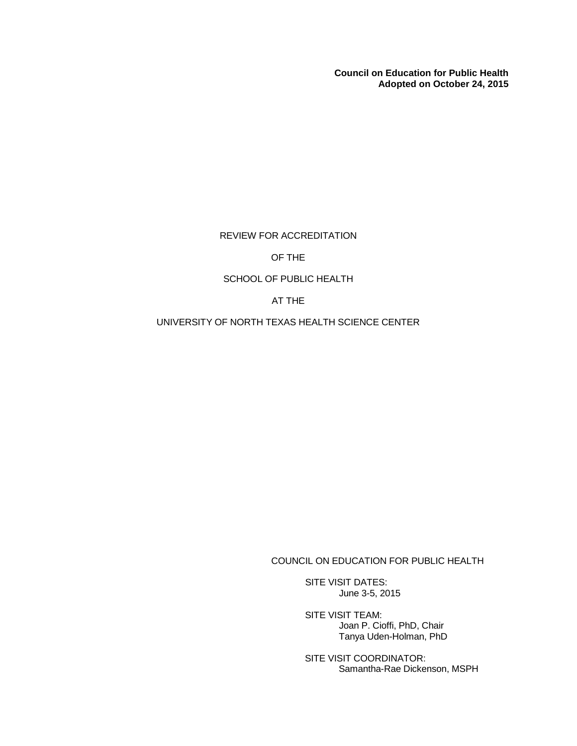**Council on Education for Public Health**
**Adopted on October 24, 2015**

# REVIEW FOR ACCREDITATION

# OF THE

# SCHOOL OF PUBLIC HEALTH

# AT THE

# UNIVERSITY OF NORTH TEXAS HEALTH SCIENCE CENTER

COUNCIL ON EDUCATION FOR PUBLIC HEALTH

SITE VISIT DATES:
June 3-5, 2015

SITE VISIT TEAM:
Joan P. Cioffi, PhD, Chair
Tanya Uden-Holman, PhD

SITE VISIT COORDINATOR:
Samantha-Rae Dickenson, MSPH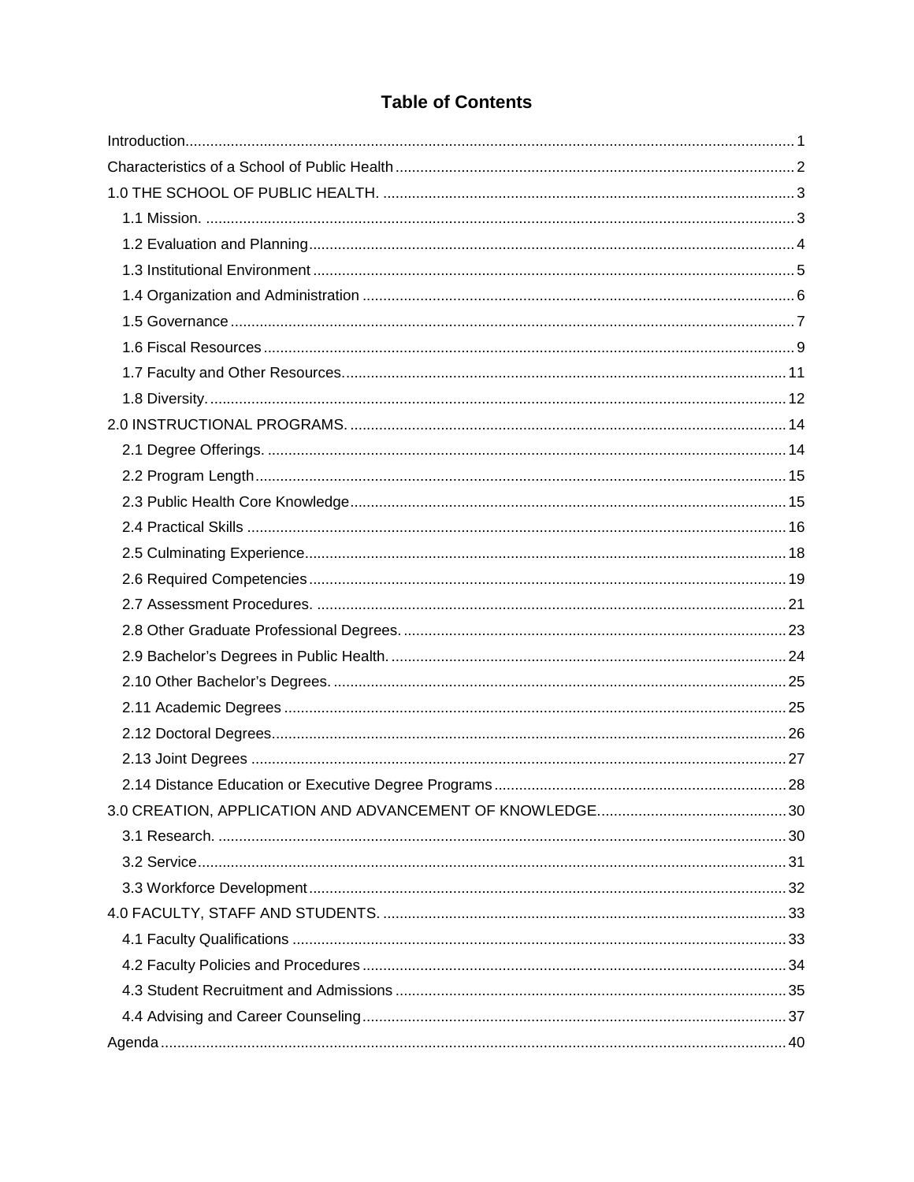# Table of Contents

Introduction .......... 1

Characteristics of a School of Public Health .......... 2

1.0 THE SCHOOL OF PUBLIC HEALTH. .......... 3

- 1.1 Mission. .......... 3
- 1.2 Evaluation and Planning .......... 4
- 1.3 Institutional Environment .......... 5
- 1.4 Organization and Administration .......... 6
- 1.5 Governance .......... 7
- 1.6 Fiscal Resources .......... 9
- 1.7 Faculty and Other Resources. .......... 11
- 1.8 Diversity. .......... 12

2.0 INSTRUCTIONAL PROGRAMS. .......... 14

- 2.1 Degree Offerings. .......... 14
- 2.2 Program Length .......... 15
- 2.3 Public Health Core Knowledge .......... 15
- 2.4 Practical Skills .......... 16
- 2.5 Culminating Experience .......... 18
- 2.6 Required Competencies .......... 19
- 2.7 Assessment Procedures. .......... 21
- 2.8 Other Graduate Professional Degrees. .......... 23
- 2.9 Bachelor's Degrees in Public Health. .......... 24
- 2.10 Other Bachelor's Degrees. .......... 25
- 2.11 Academic Degrees .......... 25
- 2.12 Doctoral Degrees. .......... 26
- 2.13 Joint Degrees .......... 27
- 2.14 Distance Education or Executive Degree Programs .......... 28

3.0 CREATION, APPLICATION AND ADVANCEMENT OF KNOWLEDGE. .......... 30

- 3.1 Research. .......... 30
- 3.2 Service .......... 31
- 3.3 Workforce Development .......... 32

4.0 FACULTY, STAFF AND STUDENTS. .......... 33

- 4.1 Faculty Qualifications .......... 33
- 4.2 Faculty Policies and Procedures .......... 34
- 4.3 Student Recruitment and Admissions .......... 35
- 4.4 Advising and Career Counseling .......... 37

Agenda .......... 40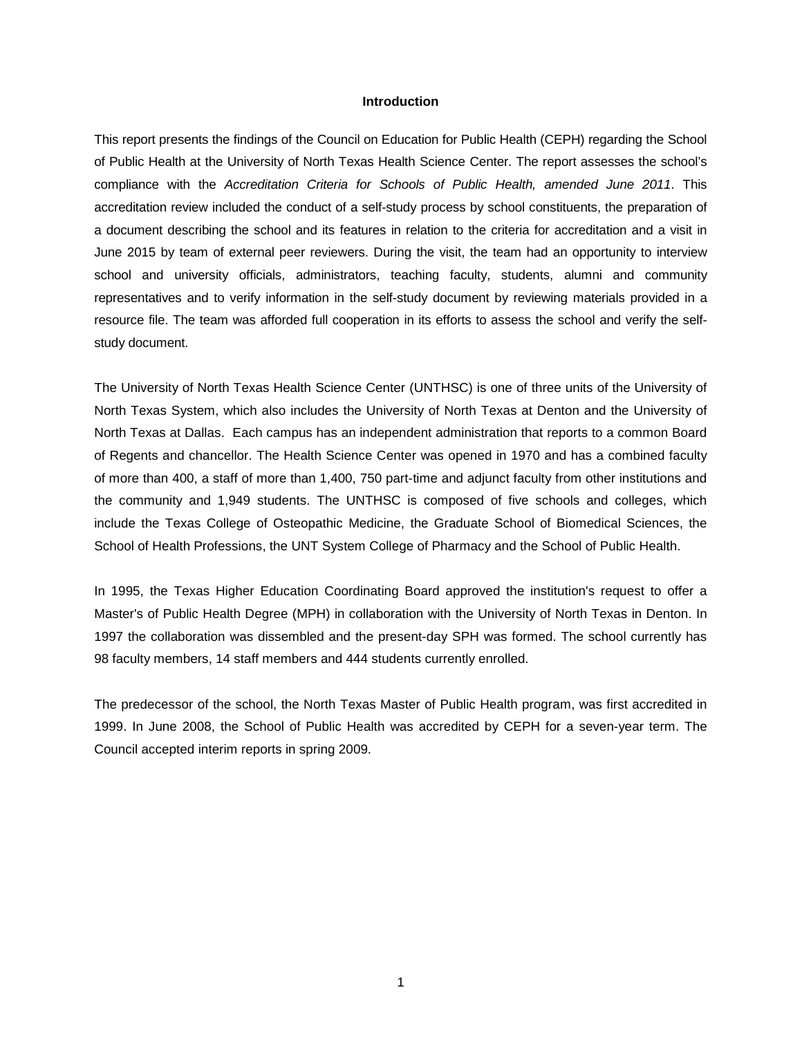## Introduction

This report presents the findings of the Council on Education for Public Health (CEPH) regarding the School of Public Health at the University of North Texas Health Science Center. The report assesses the school's compliance with the *Accreditation Criteria for Schools of Public Health, amended June 2011*. This accreditation review included the conduct of a self-study process by school constituents, the preparation of a document describing the school and its features in relation to the criteria for accreditation and a visit in June 2015 by team of external peer reviewers. During the visit, the team had an opportunity to interview school and university officials, administrators, teaching faculty, students, alumni and community representatives and to verify information in the self-study document by reviewing materials provided in a resource file. The team was afforded full cooperation in its efforts to assess the school and verify the self-study document.

The University of North Texas Health Science Center (UNTHSC) is one of three units of the University of North Texas System, which also includes the University of North Texas at Denton and the University of North Texas at Dallas. Each campus has an independent administration that reports to a common Board of Regents and chancellor. The Health Science Center was opened in 1970 and has a combined faculty of more than 400, a staff of more than 1,400, 750 part-time and adjunct faculty from other institutions and the community and 1,949 students. The UNTHSC is composed of five schools and colleges, which include the Texas College of Osteopathic Medicine, the Graduate School of Biomedical Sciences, the School of Health Professions, the UNT System College of Pharmacy and the School of Public Health.

In 1995, the Texas Higher Education Coordinating Board approved the institution's request to offer a Master's of Public Health Degree (MPH) in collaboration with the University of North Texas in Denton. In 1997 the collaboration was dissembled and the present-day SPH was formed. The school currently has 98 faculty members, 14 staff members and 444 students currently enrolled.

The predecessor of the school, the North Texas Master of Public Health program, was first accredited in 1999. In June 2008, the School of Public Health was accredited by CEPH for a seven-year term. The Council accepted interim reports in spring 2009.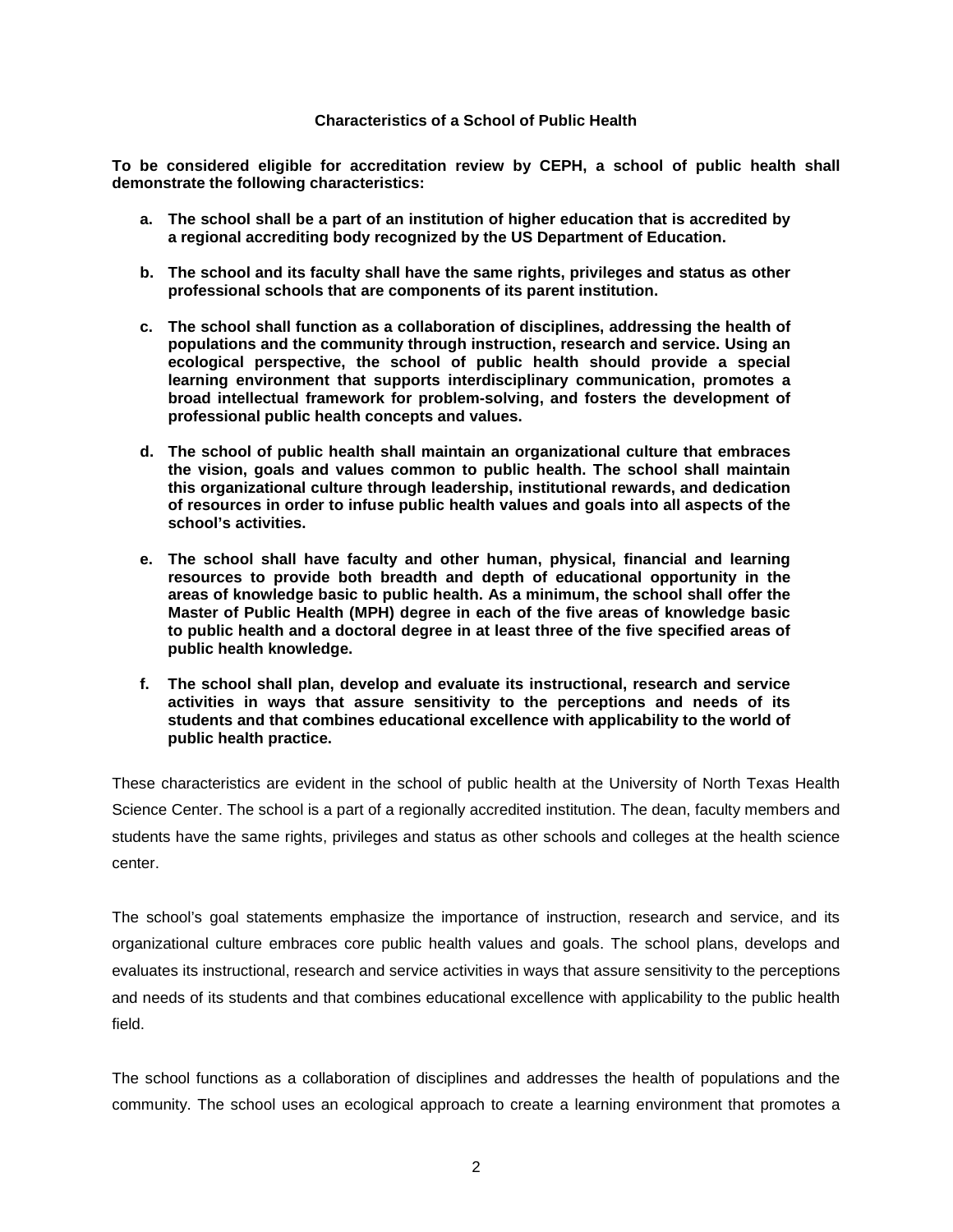## Characteristics of a School of Public Health

**To be considered eligible for accreditation review by CEPH, a school of public health shall demonstrate the following characteristics:**

- **a. The school shall be a part of an institution of higher education that is accredited by a regional accrediting body recognized by the US Department of Education.**
- **b. The school and its faculty shall have the same rights, privileges and status as other professional schools that are components of its parent institution.**
- **c. The school shall function as a collaboration of disciplines, addressing the health of populations and the community through instruction, research and service. Using an ecological perspective, the school of public health should provide a special learning environment that supports interdisciplinary communication, promotes a broad intellectual framework for problem-solving, and fosters the development of professional public health concepts and values.**
- **d. The school of public health shall maintain an organizational culture that embraces the vision, goals and values common to public health. The school shall maintain this organizational culture through leadership, institutional rewards, and dedication of resources in order to infuse public health values and goals into all aspects of the school's activities.**
- **e. The school shall have faculty and other human, physical, financial and learning resources to provide both breadth and depth of educational opportunity in the areas of knowledge basic to public health. As a minimum, the school shall offer the Master of Public Health (MPH) degree in each of the five areas of knowledge basic to public health and a doctoral degree in at least three of the five specified areas of public health knowledge.**
- **f. The school shall plan, develop and evaluate its instructional, research and service activities in ways that assure sensitivity to the perceptions and needs of its students and that combines educational excellence with applicability to the world of public health practice.**

These characteristics are evident in the school of public health at the University of North Texas Health Science Center. The school is a part of a regionally accredited institution. The dean, faculty members and students have the same rights, privileges and status as other schools and colleges at the health science center.

The school's goal statements emphasize the importance of instruction, research and service, and its organizational culture embraces core public health values and goals. The school plans, develops and evaluates its instructional, research and service activities in ways that assure sensitivity to the perceptions and needs of its students and that combines educational excellence with applicability to the public health field.

The school functions as a collaboration of disciplines and addresses the health of populations and the community. The school uses an ecological approach to create a learning environment that promotes a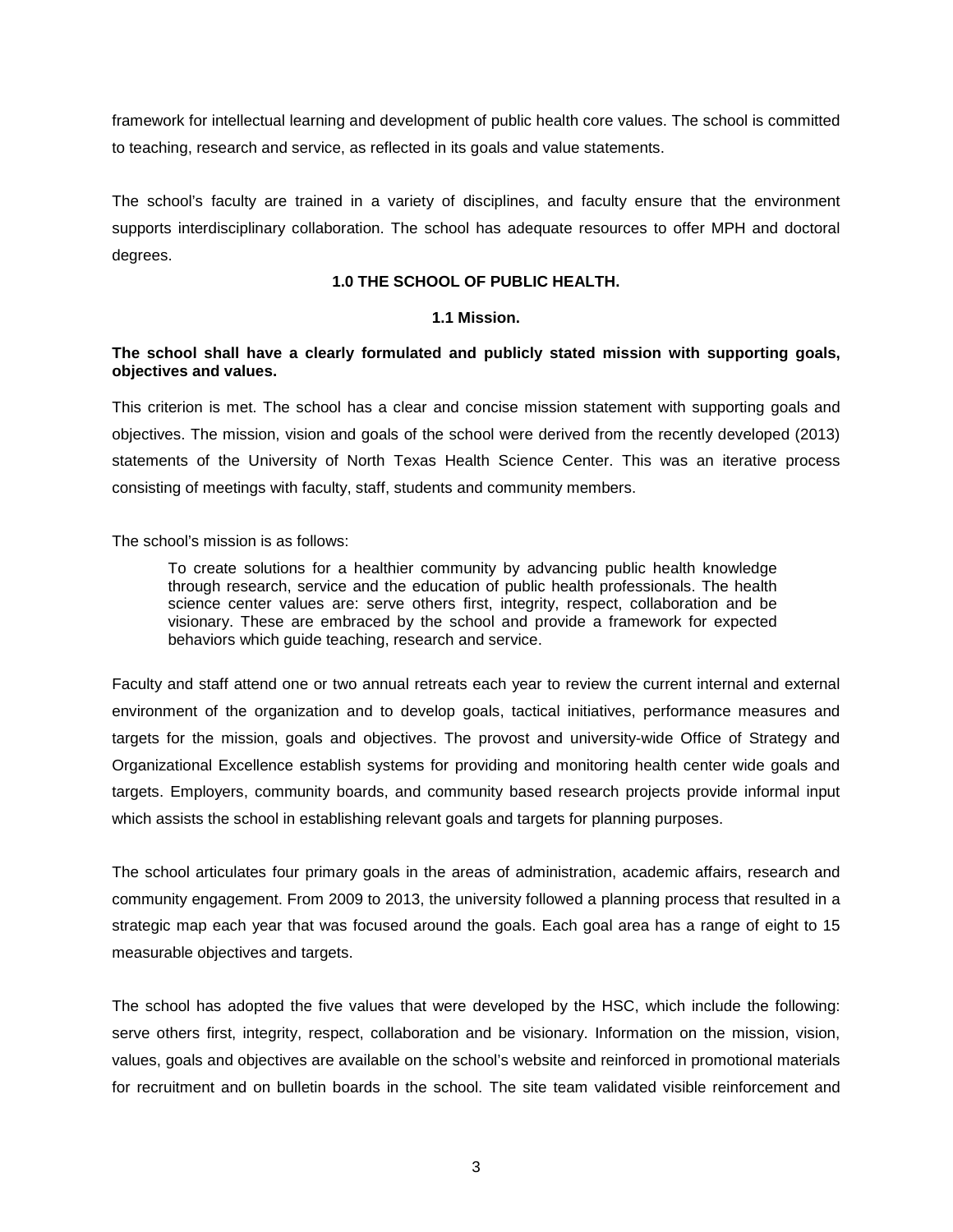framework for intellectual learning and development of public health core values. The school is committed to teaching, research and service, as reflected in its goals and value statements.

The school's faculty are trained in a variety of disciplines, and faculty ensure that the environment supports interdisciplinary collaboration. The school has adequate resources to offer MPH and doctoral degrees.

## 1.0 THE SCHOOL OF PUBLIC HEALTH.

### 1.1 Mission.

**The school shall have a clearly formulated and publicly stated mission with supporting goals, objectives and values.**

This criterion is met. The school has a clear and concise mission statement with supporting goals and objectives. The mission, vision and goals of the school were derived from the recently developed (2013) statements of the University of North Texas Health Science Center. This was an iterative process consisting of meetings with faculty, staff, students and community members.

The school's mission is as follows:

> To create solutions for a healthier community by advancing public health knowledge through research, service and the education of public health professionals. The health science center values are: serve others first, integrity, respect, collaboration and be visionary. These are embraced by the school and provide a framework for expected behaviors which guide teaching, research and service.

Faculty and staff attend one or two annual retreats each year to review the current internal and external environment of the organization and to develop goals, tactical initiatives, performance measures and targets for the mission, goals and objectives. The provost and university-wide Office of Strategy and Organizational Excellence establish systems for providing and monitoring health center wide goals and targets. Employers, community boards, and community based research projects provide informal input which assists the school in establishing relevant goals and targets for planning purposes.

The school articulates four primary goals in the areas of administration, academic affairs, research and community engagement. From 2009 to 2013, the university followed a planning process that resulted in a strategic map each year that was focused around the goals. Each goal area has a range of eight to 15 measurable objectives and targets.

The school has adopted the five values that were developed by the HSC, which include the following: serve others first, integrity, respect, collaboration and be visionary. Information on the mission, vision, values, goals and objectives are available on the school's website and reinforced in promotional materials for recruitment and on bulletin boards in the school. The site team validated visible reinforcement and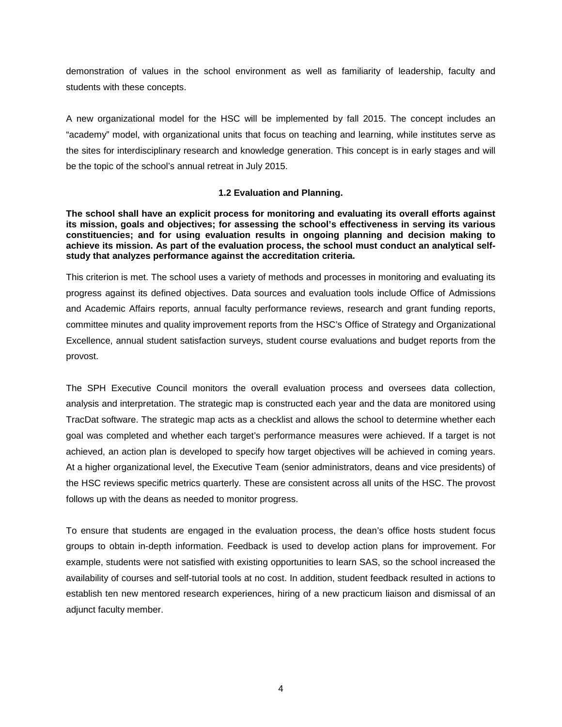demonstration of values in the school environment as well as familiarity of leadership, faculty and students with these concepts.

A new organizational model for the HSC will be implemented by fall 2015. The concept includes an "academy" model, with organizational units that focus on teaching and learning, while institutes serve as the sites for interdisciplinary research and knowledge generation. This concept is in early stages and will be the topic of the school's annual retreat in July 2015.

### 1.2 Evaluation and Planning.

**The school shall have an explicit process for monitoring and evaluating its overall efforts against its mission, goals and objectives; for assessing the school's effectiveness in serving its various constituencies; and for using evaluation results in ongoing planning and decision making to achieve its mission. As part of the evaluation process, the school must conduct an analytical self-study that analyzes performance against the accreditation criteria.**

This criterion is met. The school uses a variety of methods and processes in monitoring and evaluating its progress against its defined objectives. Data sources and evaluation tools include Office of Admissions and Academic Affairs reports, annual faculty performance reviews, research and grant funding reports, committee minutes and quality improvement reports from the HSC's Office of Strategy and Organizational Excellence, annual student satisfaction surveys, student course evaluations and budget reports from the provost.

The SPH Executive Council monitors the overall evaluation process and oversees data collection, analysis and interpretation. The strategic map is constructed each year and the data are monitored using TracDat software. The strategic map acts as a checklist and allows the school to determine whether each goal was completed and whether each target's performance measures were achieved. If a target is not achieved, an action plan is developed to specify how target objectives will be achieved in coming years. At a higher organizational level, the Executive Team (senior administrators, deans and vice presidents) of the HSC reviews specific metrics quarterly. These are consistent across all units of the HSC. The provost follows up with the deans as needed to monitor progress.

To ensure that students are engaged in the evaluation process, the dean's office hosts student focus groups to obtain in-depth information. Feedback is used to develop action plans for improvement. For example, students were not satisfied with existing opportunities to learn SAS, so the school increased the availability of courses and self-tutorial tools at no cost. In addition, student feedback resulted in actions to establish ten new mentored research experiences, hiring of a new practicum liaison and dismissal of an adjunct faculty member.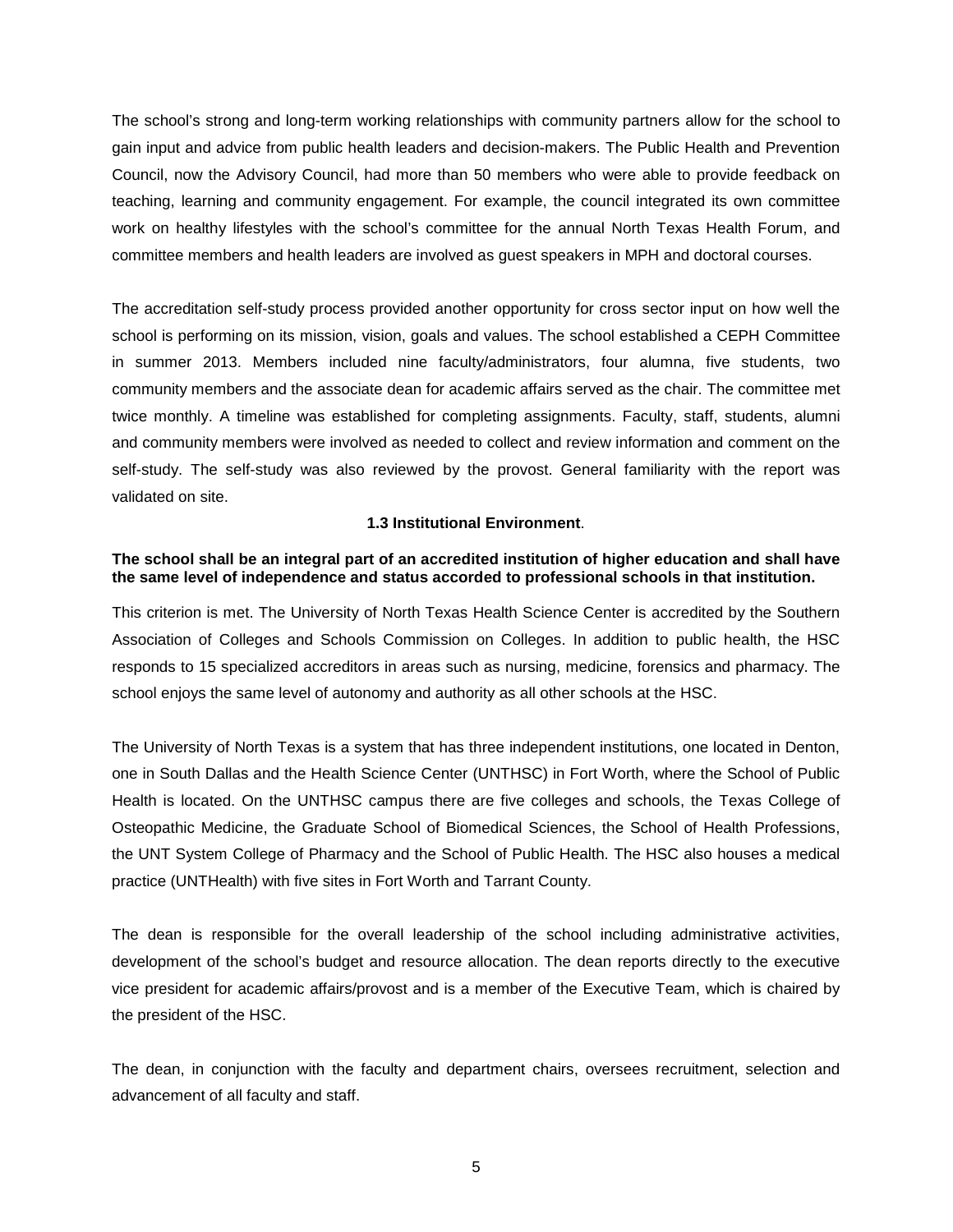The school's strong and long-term working relationships with community partners allow for the school to gain input and advice from public health leaders and decision-makers. The Public Health and Prevention Council, now the Advisory Council, had more than 50 members who were able to provide feedback on teaching, learning and community engagement. For example, the council integrated its own committee work on healthy lifestyles with the school's committee for the annual North Texas Health Forum, and committee members and health leaders are involved as guest speakers in MPH and doctoral courses.

The accreditation self-study process provided another opportunity for cross sector input on how well the school is performing on its mission, vision, goals and values. The school established a CEPH Committee in summer 2013. Members included nine faculty/administrators, four alumna, five students, two community members and the associate dean for academic affairs served as the chair. The committee met twice monthly. A timeline was established for completing assignments. Faculty, staff, students, alumni and community members were involved as needed to collect and review information and comment on the self-study. The self-study was also reviewed by the provost. General familiarity with the report was validated on site.

### 1.3 Institutional Environment.

**The school shall be an integral part of an accredited institution of higher education and shall have the same level of independence and status accorded to professional schools in that institution.**

This criterion is met. The University of North Texas Health Science Center is accredited by the Southern Association of Colleges and Schools Commission on Colleges. In addition to public health, the HSC responds to 15 specialized accreditors in areas such as nursing, medicine, forensics and pharmacy. The school enjoys the same level of autonomy and authority as all other schools at the HSC.

The University of North Texas is a system that has three independent institutions, one located in Denton, one in South Dallas and the Health Science Center (UNTHSC) in Fort Worth, where the School of Public Health is located. On the UNTHSC campus there are five colleges and schools, the Texas College of Osteopathic Medicine, the Graduate School of Biomedical Sciences, the School of Health Professions, the UNT System College of Pharmacy and the School of Public Health. The HSC also houses a medical practice (UNTHealth) with five sites in Fort Worth and Tarrant County.

The dean is responsible for the overall leadership of the school including administrative activities, development of the school's budget and resource allocation. The dean reports directly to the executive vice president for academic affairs/provost and is a member of the Executive Team, which is chaired by the president of the HSC.

The dean, in conjunction with the faculty and department chairs, oversees recruitment, selection and advancement of all faculty and staff.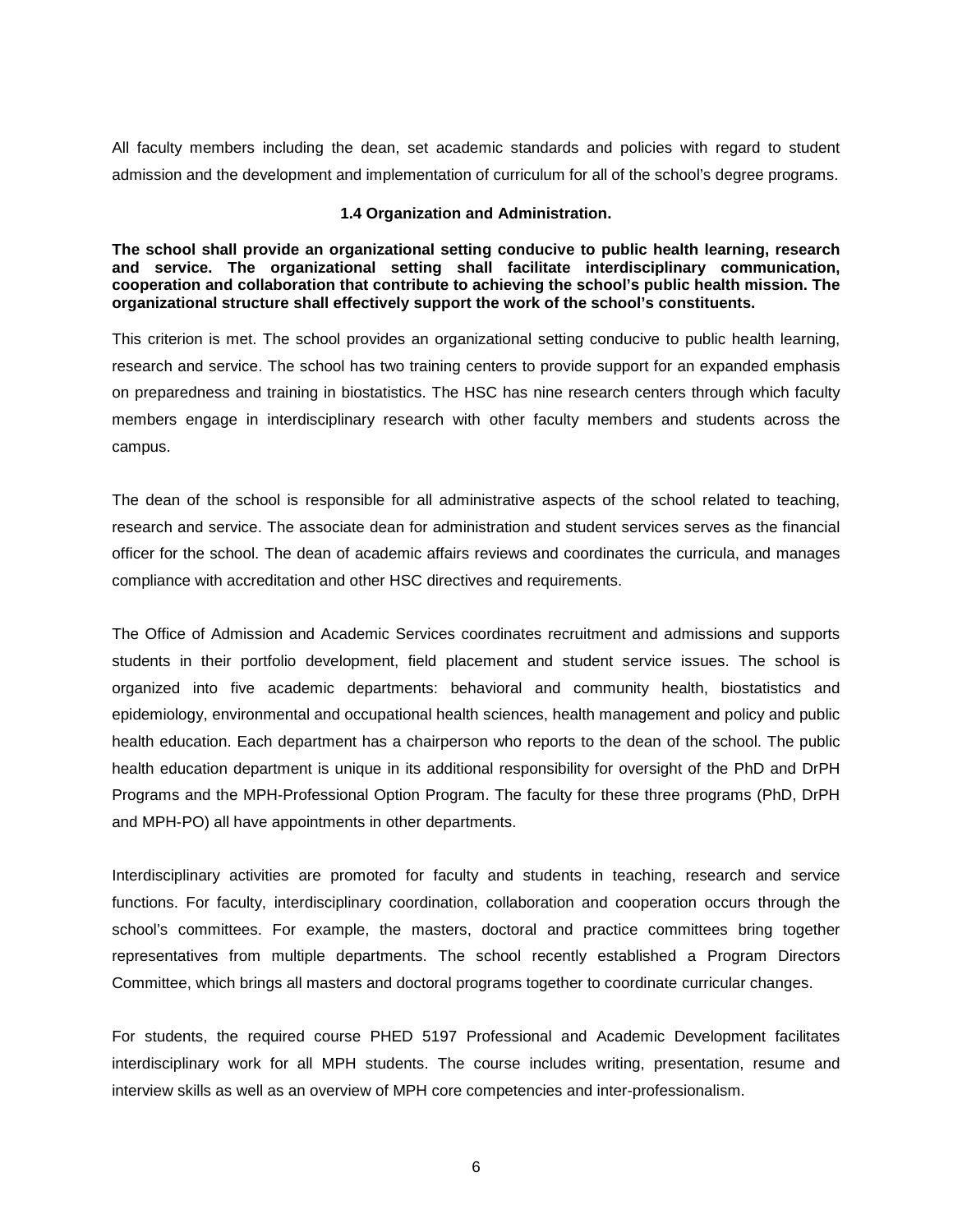All faculty members including the dean, set academic standards and policies with regard to student admission and the development and implementation of curriculum for all of the school's degree programs.

### 1.4 Organization and Administration.

**The school shall provide an organizational setting conducive to public health learning, research and service. The organizational setting shall facilitate interdisciplinary communication, cooperation and collaboration that contribute to achieving the school's public health mission. The organizational structure shall effectively support the work of the school's constituents.**

This criterion is met. The school provides an organizational setting conducive to public health learning, research and service. The school has two training centers to provide support for an expanded emphasis on preparedness and training in biostatistics. The HSC has nine research centers through which faculty members engage in interdisciplinary research with other faculty members and students across the campus.

The dean of the school is responsible for all administrative aspects of the school related to teaching, research and service. The associate dean for administration and student services serves as the financial officer for the school. The dean of academic affairs reviews and coordinates the curricula, and manages compliance with accreditation and other HSC directives and requirements.

The Office of Admission and Academic Services coordinates recruitment and admissions and supports students in their portfolio development, field placement and student service issues. The school is organized into five academic departments: behavioral and community health, biostatistics and epidemiology, environmental and occupational health sciences, health management and policy and public health education. Each department has a chairperson who reports to the dean of the school. The public health education department is unique in its additional responsibility for oversight of the PhD and DrPH Programs and the MPH-Professional Option Program. The faculty for these three programs (PhD, DrPH and MPH-PO) all have appointments in other departments.

Interdisciplinary activities are promoted for faculty and students in teaching, research and service functions. For faculty, interdisciplinary coordination, collaboration and cooperation occurs through the school's committees. For example, the masters, doctoral and practice committees bring together representatives from multiple departments. The school recently established a Program Directors Committee, which brings all masters and doctoral programs together to coordinate curricular changes.

For students, the required course PHED 5197 Professional and Academic Development facilitates interdisciplinary work for all MPH students. The course includes writing, presentation, resume and interview skills as well as an overview of MPH core competencies and inter-professionalism.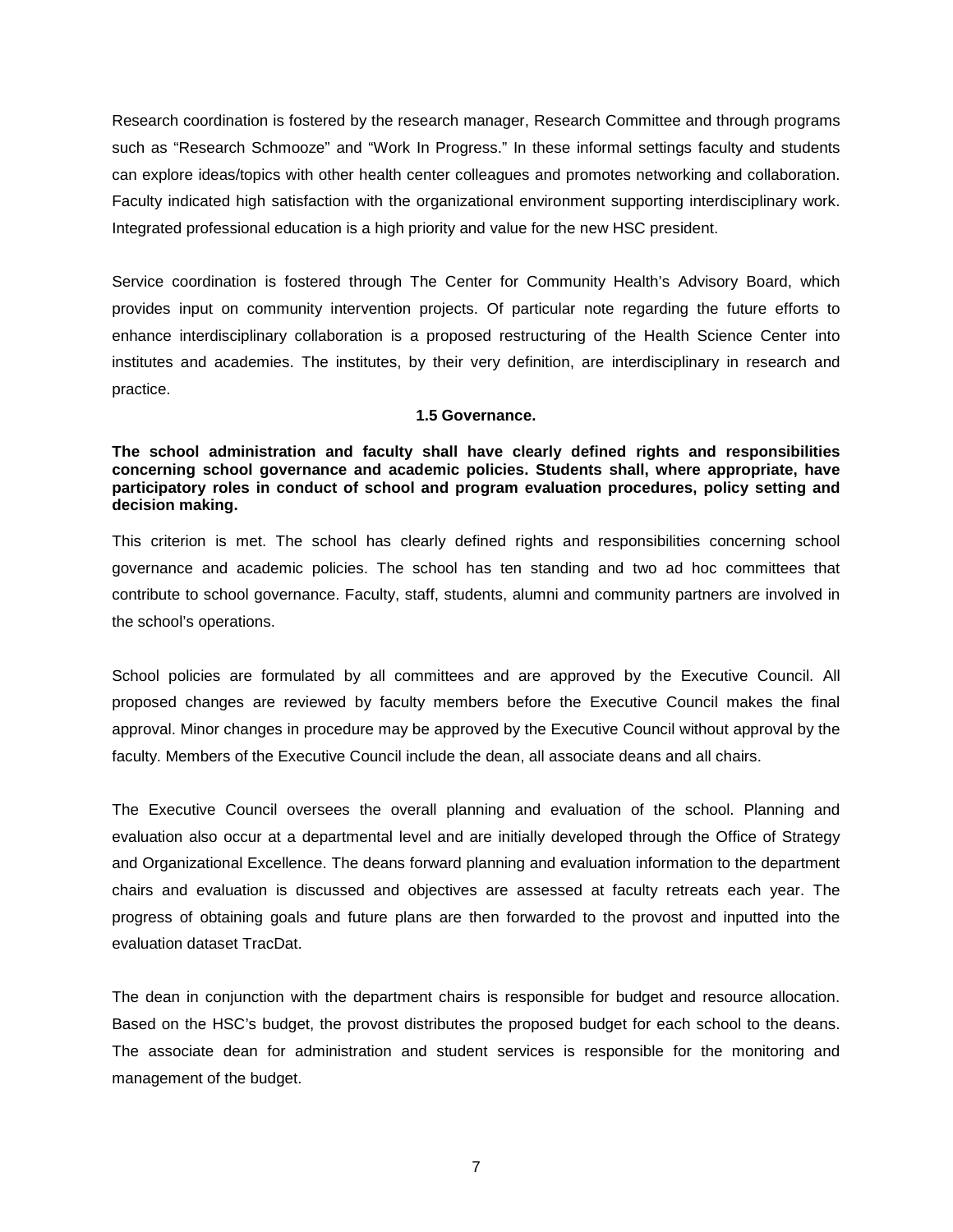Research coordination is fostered by the research manager, Research Committee and through programs such as "Research Schmooze" and "Work In Progress." In these informal settings faculty and students can explore ideas/topics with other health center colleagues and promotes networking and collaboration. Faculty indicated high satisfaction with the organizational environment supporting interdisciplinary work. Integrated professional education is a high priority and value for the new HSC president.

Service coordination is fostered through The Center for Community Health's Advisory Board, which provides input on community intervention projects. Of particular note regarding the future efforts to enhance interdisciplinary collaboration is a proposed restructuring of the Health Science Center into institutes and academies. The institutes, by their very definition, are interdisciplinary in research and practice.

### 1.5 Governance.

**The school administration and faculty shall have clearly defined rights and responsibilities concerning school governance and academic policies. Students shall, where appropriate, have participatory roles in conduct of school and program evaluation procedures, policy setting and decision making.**

This criterion is met. The school has clearly defined rights and responsibilities concerning school governance and academic policies. The school has ten standing and two ad hoc committees that contribute to school governance. Faculty, staff, students, alumni and community partners are involved in the school's operations.

School policies are formulated by all committees and are approved by the Executive Council. All proposed changes are reviewed by faculty members before the Executive Council makes the final approval. Minor changes in procedure may be approved by the Executive Council without approval by the faculty. Members of the Executive Council include the dean, all associate deans and all chairs.

The Executive Council oversees the overall planning and evaluation of the school. Planning and evaluation also occur at a departmental level and are initially developed through the Office of Strategy and Organizational Excellence. The deans forward planning and evaluation information to the department chairs and evaluation is discussed and objectives are assessed at faculty retreats each year. The progress of obtaining goals and future plans are then forwarded to the provost and inputted into the evaluation dataset TracDat.

The dean in conjunction with the department chairs is responsible for budget and resource allocation. Based on the HSC's budget, the provost distributes the proposed budget for each school to the deans. The associate dean for administration and student services is responsible for the monitoring and management of the budget.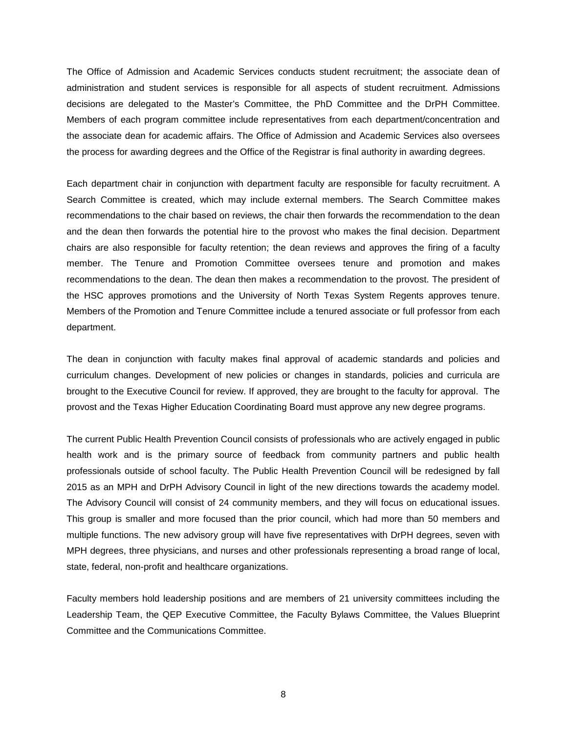The Office of Admission and Academic Services conducts student recruitment; the associate dean of administration and student services is responsible for all aspects of student recruitment. Admissions decisions are delegated to the Master's Committee, the PhD Committee and the DrPH Committee. Members of each program committee include representatives from each department/concentration and the associate dean for academic affairs. The Office of Admission and Academic Services also oversees the process for awarding degrees and the Office of the Registrar is final authority in awarding degrees.

Each department chair in conjunction with department faculty are responsible for faculty recruitment. A Search Committee is created, which may include external members. The Search Committee makes recommendations to the chair based on reviews, the chair then forwards the recommendation to the dean and the dean then forwards the potential hire to the provost who makes the final decision. Department chairs are also responsible for faculty retention; the dean reviews and approves the firing of a faculty member. The Tenure and Promotion Committee oversees tenure and promotion and makes recommendations to the dean. The dean then makes a recommendation to the provost. The president of the HSC approves promotions and the University of North Texas System Regents approves tenure. Members of the Promotion and Tenure Committee include a tenured associate or full professor from each department.

The dean in conjunction with faculty makes final approval of academic standards and policies and curriculum changes. Development of new policies or changes in standards, policies and curricula are brought to the Executive Council for review. If approved, they are brought to the faculty for approval. The provost and the Texas Higher Education Coordinating Board must approve any new degree programs.

The current Public Health Prevention Council consists of professionals who are actively engaged in public health work and is the primary source of feedback from community partners and public health professionals outside of school faculty. The Public Health Prevention Council will be redesigned by fall 2015 as an MPH and DrPH Advisory Council in light of the new directions towards the academy model. The Advisory Council will consist of 24 community members, and they will focus on educational issues. This group is smaller and more focused than the prior council, which had more than 50 members and multiple functions. The new advisory group will have five representatives with DrPH degrees, seven with MPH degrees, three physicians, and nurses and other professionals representing a broad range of local, state, federal, non-profit and healthcare organizations.

Faculty members hold leadership positions and are members of 21 university committees including the Leadership Team, the QEP Executive Committee, the Faculty Bylaws Committee, the Values Blueprint Committee and the Communications Committee.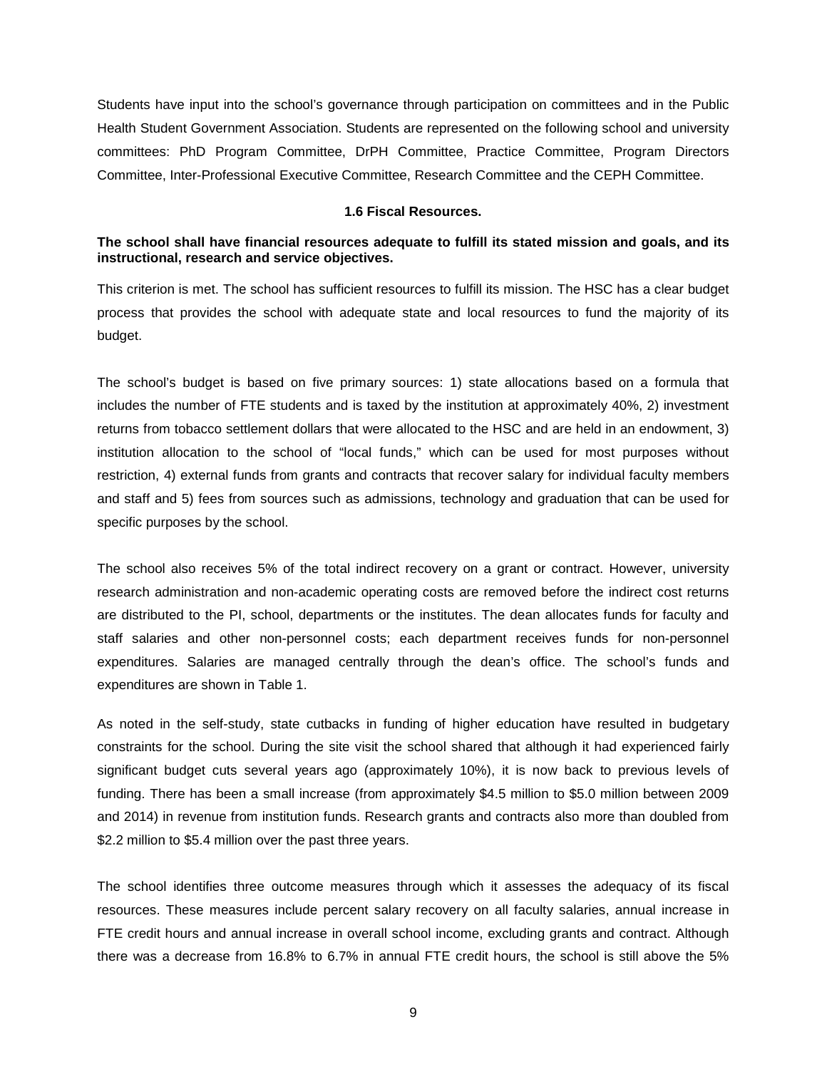Students have input into the school's governance through participation on committees and in the Public Health Student Government Association. Students are represented on the following school and university committees: PhD Program Committee, DrPH Committee, Practice Committee, Program Directors Committee, Inter-Professional Executive Committee, Research Committee and the CEPH Committee.

### 1.6 Fiscal Resources.

**The school shall have financial resources adequate to fulfill its stated mission and goals, and its instructional, research and service objectives.**

This criterion is met. The school has sufficient resources to fulfill its mission. The HSC has a clear budget process that provides the school with adequate state and local resources to fund the majority of its budget.

The school's budget is based on five primary sources: 1) state allocations based on a formula that includes the number of FTE students and is taxed by the institution at approximately 40%, 2) investment returns from tobacco settlement dollars that were allocated to the HSC and are held in an endowment, 3) institution allocation to the school of "local funds," which can be used for most purposes without restriction, 4) external funds from grants and contracts that recover salary for individual faculty members and staff and 5) fees from sources such as admissions, technology and graduation that can be used for specific purposes by the school.

The school also receives 5% of the total indirect recovery on a grant or contract. However, university research administration and non-academic operating costs are removed before the indirect cost returns are distributed to the PI, school, departments or the institutes. The dean allocates funds for faculty and staff salaries and other non-personnel costs; each department receives funds for non-personnel expenditures. Salaries are managed centrally through the dean's office. The school's funds and expenditures are shown in Table 1.

As noted in the self-study, state cutbacks in funding of higher education have resulted in budgetary constraints for the school. During the site visit the school shared that although it had experienced fairly significant budget cuts several years ago (approximately 10%), it is now back to previous levels of funding. There has been a small increase (from approximately $4.5 million to $5.0 million between 2009 and 2014) in revenue from institution funds. Research grants and contracts also more than doubled from $2.2 million to $5.4 million over the past three years.

The school identifies three outcome measures through which it assesses the adequacy of its fiscal resources. These measures include percent salary recovery on all faculty salaries, annual increase in FTE credit hours and annual increase in overall school income, excluding grants and contract. Although there was a decrease from 16.8% to 6.7% in annual FTE credit hours, the school is still above the 5%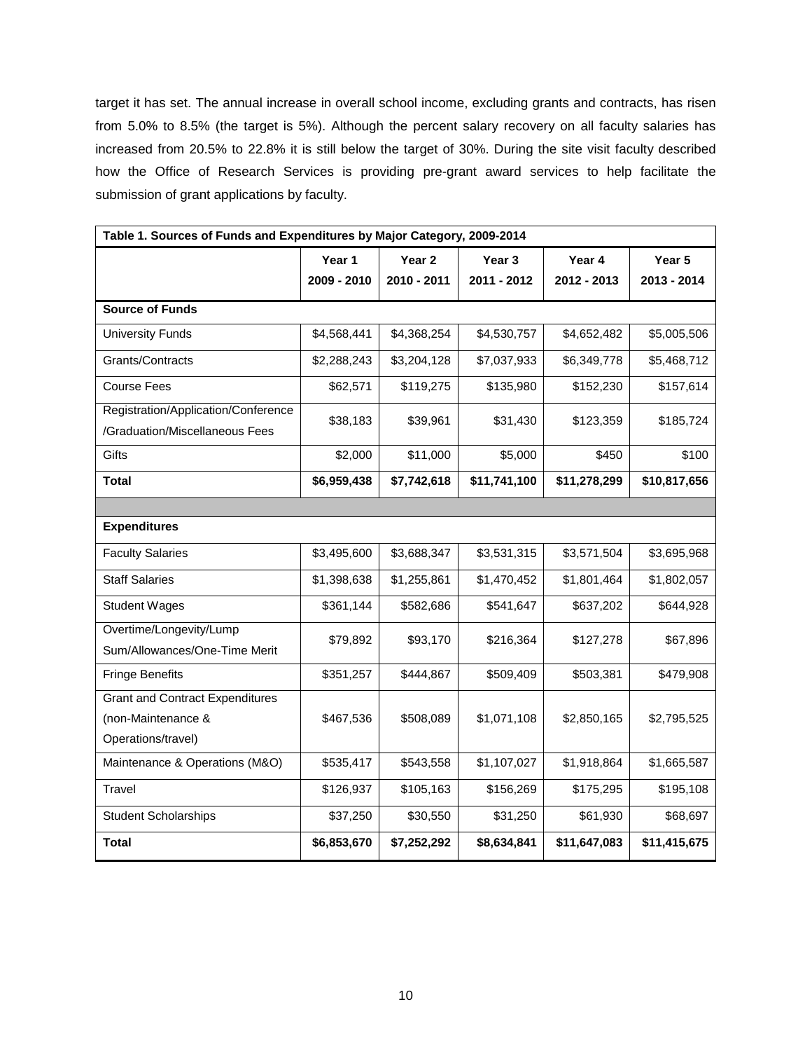target it has set. The annual increase in overall school income, excluding grants and contracts, has risen from 5.0% to 8.5% (the target is 5%). Although the percent salary recovery on all faculty salaries has increased from 20.5% to 22.8% it is still below the target of 30%. During the site visit faculty described how the Office of Research Services is providing pre-grant award services to help facilitate the submission of grant applications by faculty.

| Table 1. Sources of Funds and Expenditures by Major Category, 2009-2014 | | | | | |
|---|---|---|---|---|---|
| | Year 1<br>2009 - 2010 | Year 2<br>2010 - 2011 | Year 3<br>2011 - 2012 | Year 4<br>2012 - 2013 | Year 5<br>2013 - 2014 |
| **Source of Funds** | | | | | |
| University Funds | $4,568,441 | $4,368,254 | $4,530,757 | $4,652,482 | $5,005,506 |
| Grants/Contracts | $2,288,243 | $3,204,128 | $7,037,933 | $6,349,778 | $5,468,712 |
| Course Fees | $62,571 | $119,275 | $135,980 | $152,230 | $157,614 |
| Registration/Application/Conference /Graduation/Miscellaneous Fees | $38,183 | $39,961 | $31,430 | $123,359 | $185,724 |
| Gifts | $2,000 | $11,000 | $5,000 | $450 | $100 |
| **Total** | **$6,959,438** | **$7,742,618** | **$11,741,100** | **$11,278,299** | **$10,817,656** |
| | | | | | |
| **Expenditures** | | | | | |
| Faculty Salaries | $3,495,600 | $3,688,347 | $3,531,315 | $3,571,504 | $3,695,968 |
| Staff Salaries | $1,398,638 | $1,255,861 | $1,470,452 | $1,801,464 | $1,802,057 |
| Student Wages | $361,144 | $582,686 | $541,647 | $637,202 | $644,928 |
| Overtime/Longevity/Lump Sum/Allowances/One-Time Merit | $79,892 | $93,170 | $216,364 | $127,278 | $67,896 |
| Fringe Benefits | $351,257 | $444,867 | $509,409 | $503,381 | $479,908 |
| Grant and Contract Expenditures (non-Maintenance & Operations/travel) | $467,536 | $508,089 | $1,071,108 | $2,850,165 | $2,795,525 |
| Maintenance & Operations (M&O) | $535,417 | $543,558 | $1,107,027 | $1,918,864 | $1,665,587 |
| Travel | $126,937 | $105,163 | $156,269 | $175,295 | $195,108 |
| Student Scholarships | $37,250 | $30,550 | $31,250 | $61,930 | $68,697 |
| **Total** | **$6,853,670** | **$7,252,292** | **$8,634,841** | **$11,647,083** | **$11,415,675** |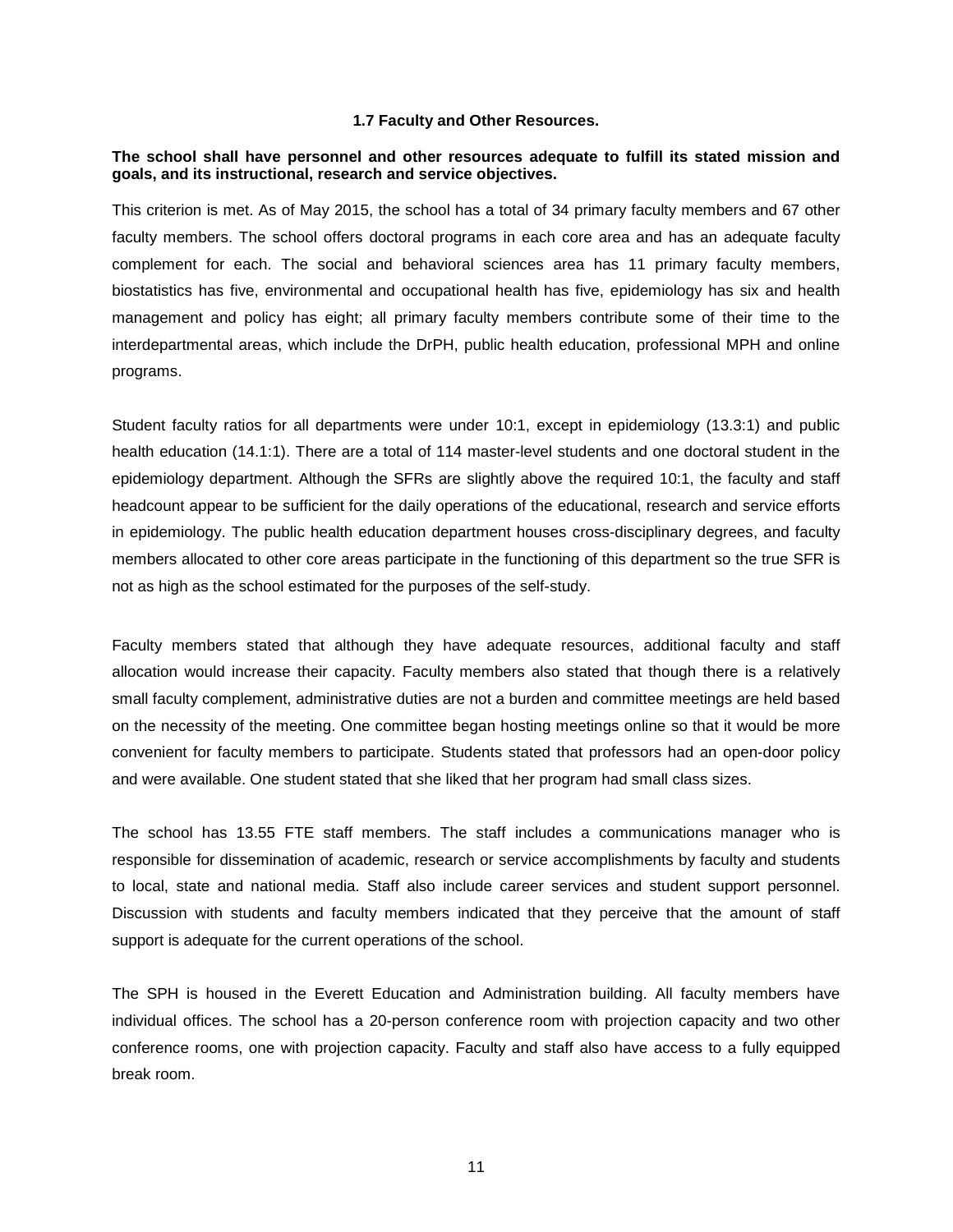### 1.7 Faculty and Other Resources.

**The school shall have personnel and other resources adequate to fulfill its stated mission and goals, and its instructional, research and service objectives.**

This criterion is met. As of May 2015, the school has a total of 34 primary faculty members and 67 other faculty members. The school offers doctoral programs in each core area and has an adequate faculty complement for each. The social and behavioral sciences area has 11 primary faculty members, biostatistics has five, environmental and occupational health has five, epidemiology has six and health management and policy has eight; all primary faculty members contribute some of their time to the interdepartmental areas, which include the DrPH, public health education, professional MPH and online programs.

Student faculty ratios for all departments were under 10:1, except in epidemiology (13.3:1) and public health education (14.1:1). There are a total of 114 master-level students and one doctoral student in the epidemiology department. Although the SFRs are slightly above the required 10:1, the faculty and staff headcount appear to be sufficient for the daily operations of the educational, research and service efforts in epidemiology. The public health education department houses cross-disciplinary degrees, and faculty members allocated to other core areas participate in the functioning of this department so the true SFR is not as high as the school estimated for the purposes of the self-study.

Faculty members stated that although they have adequate resources, additional faculty and staff allocation would increase their capacity. Faculty members also stated that though there is a relatively small faculty complement, administrative duties are not a burden and committee meetings are held based on the necessity of the meeting. One committee began hosting meetings online so that it would be more convenient for faculty members to participate. Students stated that professors had an open-door policy and were available. One student stated that she liked that her program had small class sizes.

The school has 13.55 FTE staff members. The staff includes a communications manager who is responsible for dissemination of academic, research or service accomplishments by faculty and students to local, state and national media. Staff also include career services and student support personnel. Discussion with students and faculty members indicated that they perceive that the amount of staff support is adequate for the current operations of the school.

The SPH is housed in the Everett Education and Administration building. All faculty members have individual offices. The school has a 20-person conference room with projection capacity and two other conference rooms, one with projection capacity. Faculty and staff also have access to a fully equipped break room.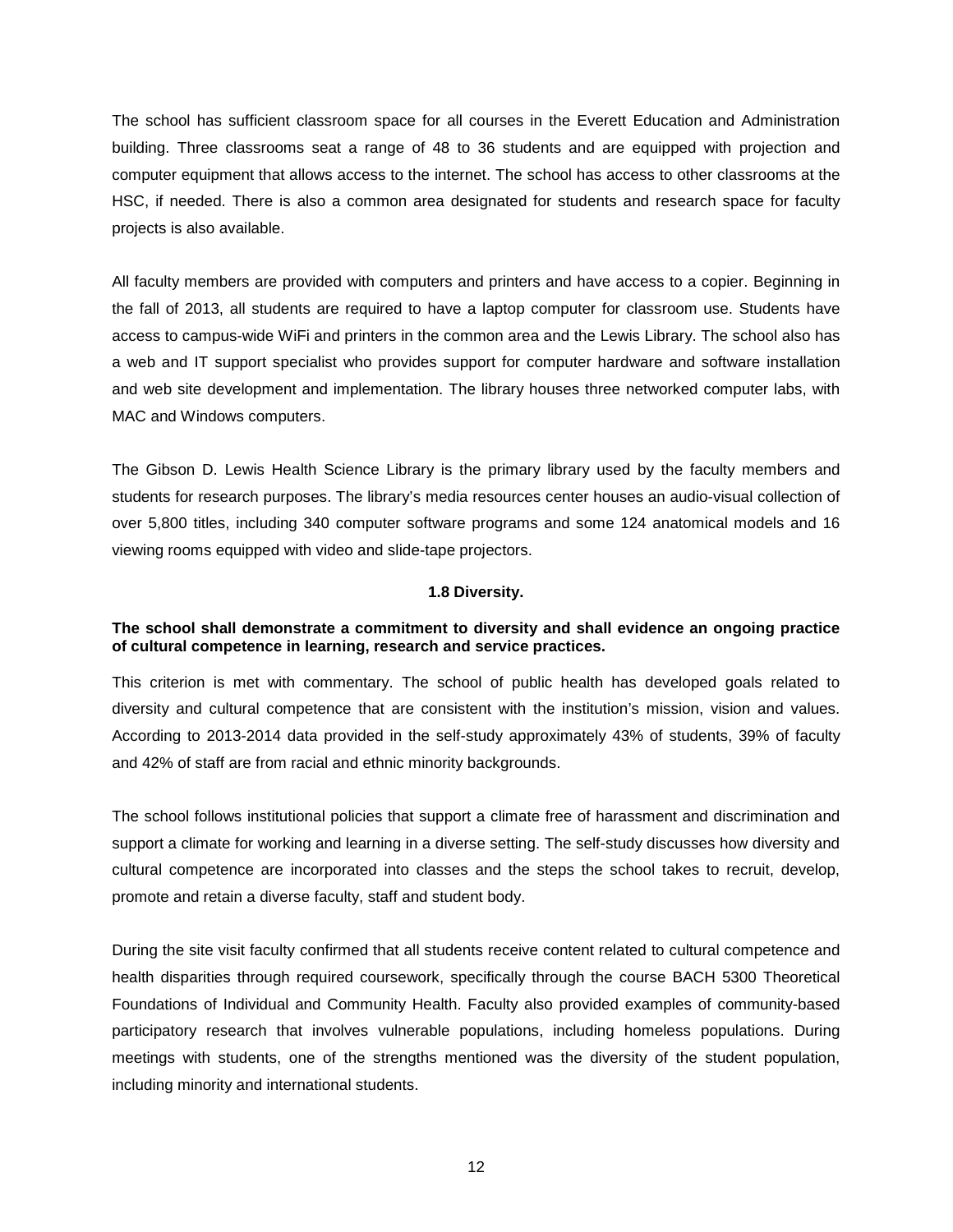The school has sufficient classroom space for all courses in the Everett Education and Administration building. Three classrooms seat a range of 48 to 36 students and are equipped with projection and computer equipment that allows access to the internet. The school has access to other classrooms at the HSC, if needed. There is also a common area designated for students and research space for faculty projects is also available.

All faculty members are provided with computers and printers and have access to a copier. Beginning in the fall of 2013, all students are required to have a laptop computer for classroom use. Students have access to campus-wide WiFi and printers in the common area and the Lewis Library. The school also has a web and IT support specialist who provides support for computer hardware and software installation and web site development and implementation. The library houses three networked computer labs, with MAC and Windows computers.

The Gibson D. Lewis Health Science Library is the primary library used by the faculty members and students for research purposes. The library's media resources center houses an audio-visual collection of over 5,800 titles, including 340 computer software programs and some 124 anatomical models and 16 viewing rooms equipped with video and slide-tape projectors.

### 1.8 Diversity.

**The school shall demonstrate a commitment to diversity and shall evidence an ongoing practice of cultural competence in learning, research and service practices.**

This criterion is met with commentary. The school of public health has developed goals related to diversity and cultural competence that are consistent with the institution's mission, vision and values. According to 2013-2014 data provided in the self-study approximately 43% of students, 39% of faculty and 42% of staff are from racial and ethnic minority backgrounds.

The school follows institutional policies that support a climate free of harassment and discrimination and support a climate for working and learning in a diverse setting. The self-study discusses how diversity and cultural competence are incorporated into classes and the steps the school takes to recruit, develop, promote and retain a diverse faculty, staff and student body.

During the site visit faculty confirmed that all students receive content related to cultural competence and health disparities through required coursework, specifically through the course BACH 5300 Theoretical Foundations of Individual and Community Health. Faculty also provided examples of community-based participatory research that involves vulnerable populations, including homeless populations. During meetings with students, one of the strengths mentioned was the diversity of the student population, including minority and international students.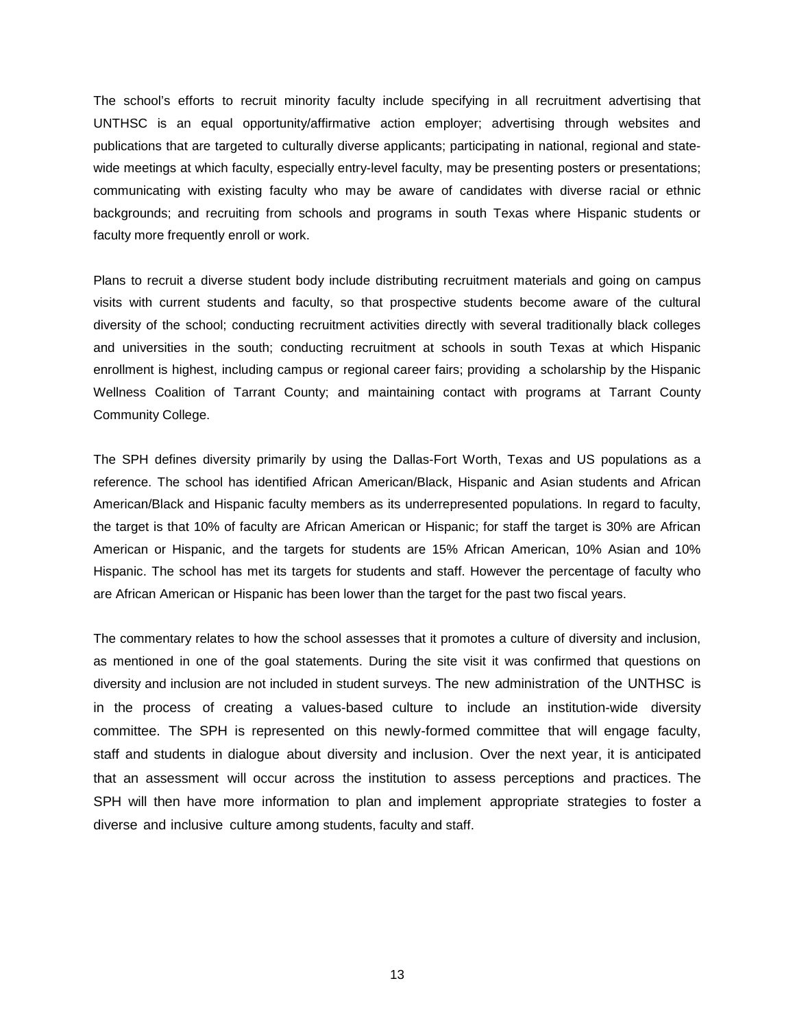The school's efforts to recruit minority faculty include specifying in all recruitment advertising that UNTHSC is an equal opportunity/affirmative action employer; advertising through websites and publications that are targeted to culturally diverse applicants; participating in national, regional and state-wide meetings at which faculty, especially entry-level faculty, may be presenting posters or presentations; communicating with existing faculty who may be aware of candidates with diverse racial or ethnic backgrounds; and recruiting from schools and programs in south Texas where Hispanic students or faculty more frequently enroll or work.

Plans to recruit a diverse student body include distributing recruitment materials and going on campus visits with current students and faculty, so that prospective students become aware of the cultural diversity of the school; conducting recruitment activities directly with several traditionally black colleges and universities in the south; conducting recruitment at schools in south Texas at which Hispanic enrollment is highest, including campus or regional career fairs; providing a scholarship by the Hispanic Wellness Coalition of Tarrant County; and maintaining contact with programs at Tarrant County Community College.

The SPH defines diversity primarily by using the Dallas-Fort Worth, Texas and US populations as a reference. The school has identified African American/Black, Hispanic and Asian students and African American/Black and Hispanic faculty members as its underrepresented populations. In regard to faculty, the target is that 10% of faculty are African American or Hispanic; for staff the target is 30% are African American or Hispanic, and the targets for students are 15% African American, 10% Asian and 10% Hispanic. The school has met its targets for students and staff. However the percentage of faculty who are African American or Hispanic has been lower than the target for the past two fiscal years.

The commentary relates to how the school assesses that it promotes a culture of diversity and inclusion, as mentioned in one of the goal statements. During the site visit it was confirmed that questions on diversity and inclusion are not included in student surveys. The new administration of the UNTHSC is in the process of creating a values-based culture to include an institution-wide diversity committee. The SPH is represented on this newly-formed committee that will engage faculty, staff and students in dialogue about diversity and inclusion. Over the next year, it is anticipated that an assessment will occur across the institution to assess perceptions and practices. The SPH will then have more information to plan and implement appropriate strategies to foster a diverse and inclusive culture among students, faculty and staff.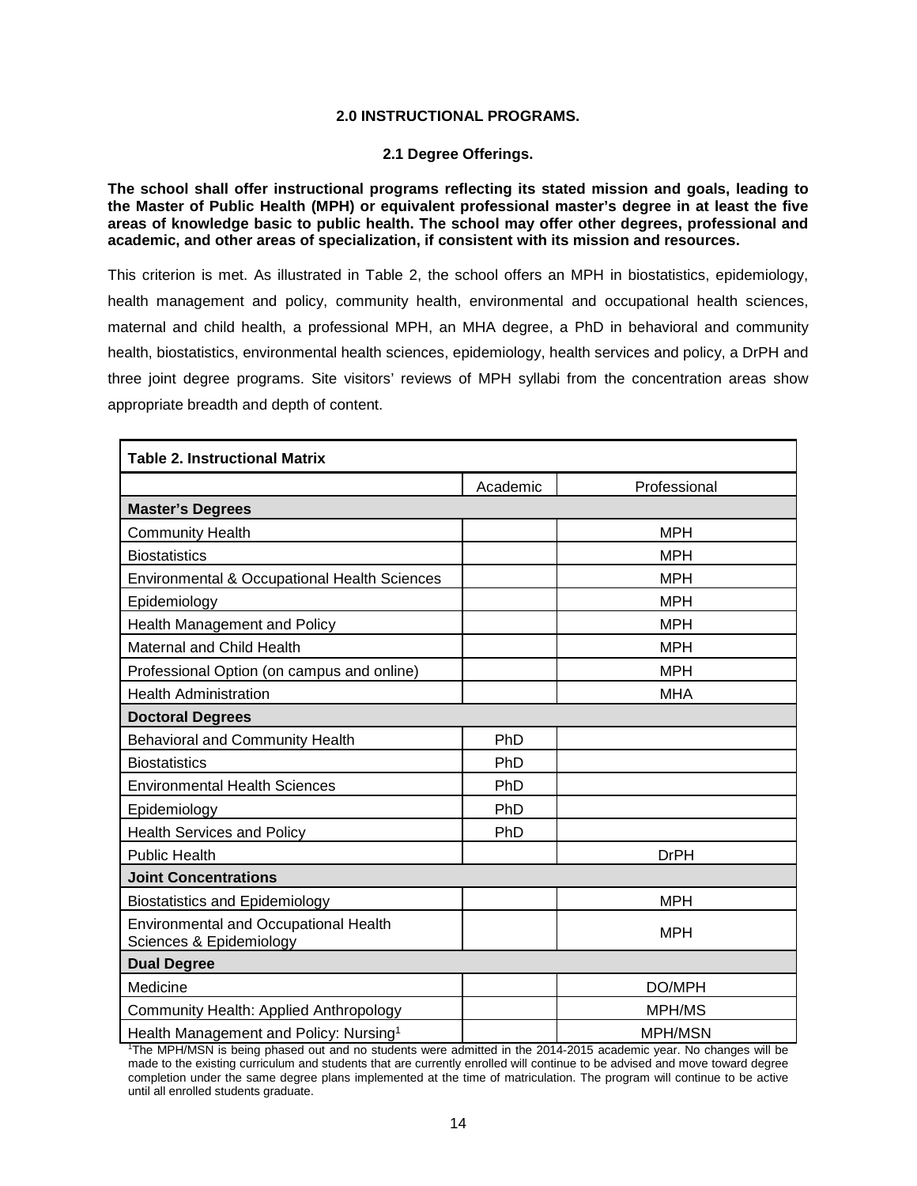### 2.0 INSTRUCTIONAL PROGRAMS.

### 2.1 Degree Offerings.

**The school shall offer instructional programs reflecting its stated mission and goals, leading to the Master of Public Health (MPH) or equivalent professional master's degree in at least the five areas of knowledge basic to public health. The school may offer other degrees, professional and academic, and other areas of specialization, if consistent with its mission and resources.**

This criterion is met. As illustrated in Table 2, the school offers an MPH in biostatistics, epidemiology, health management and policy, community health, environmental and occupational health sciences, maternal and child health, a professional MPH, an MHA degree, a PhD in behavioral and community health, biostatistics, environmental health sciences, epidemiology, health services and policy, a DrPH and three joint degree programs. Site visitors' reviews of MPH syllabi from the concentration areas show appropriate breadth and depth of content.

**Table 2. Instructional Matrix**

| | Academic | Professional |
|---|---|---|
| **Master's Degrees** | | |
| Community Health | | MPH |
| Biostatistics | | MPH |
| Environmental & Occupational Health Sciences | | MPH |
| Epidemiology | | MPH |
| Health Management and Policy | | MPH |
| Maternal and Child Health | | MPH |
| Professional Option (on campus and online) | | MPH |
| Health Administration | | MHA |
| **Doctoral Degrees** | | |
| Behavioral and Community Health | PhD | |
| Biostatistics | PhD | |
| Environmental Health Sciences | PhD | |
| Epidemiology | PhD | |
| Health Services and Policy | PhD | |
| Public Health | | DrPH |
| **Joint Concentrations** | | |
| Biostatistics and Epidemiology | | MPH |
| Environmental and Occupational Health Sciences & Epidemiology | | MPH |
| **Dual Degree** | | |
| Medicine | | DO/MPH |
| Community Health: Applied Anthropology | | MPH/MS |
| Health Management and Policy: Nursing[1] | | MPH/MSN |

[1]The MPH/MSN is being phased out and no students were admitted in the 2014-2015 academic year. No changes will be made to the existing curriculum and students that are currently enrolled will continue to be advised and move toward degree completion under the same degree plans implemented at the time of matriculation. The program will continue to be active until all enrolled students graduate.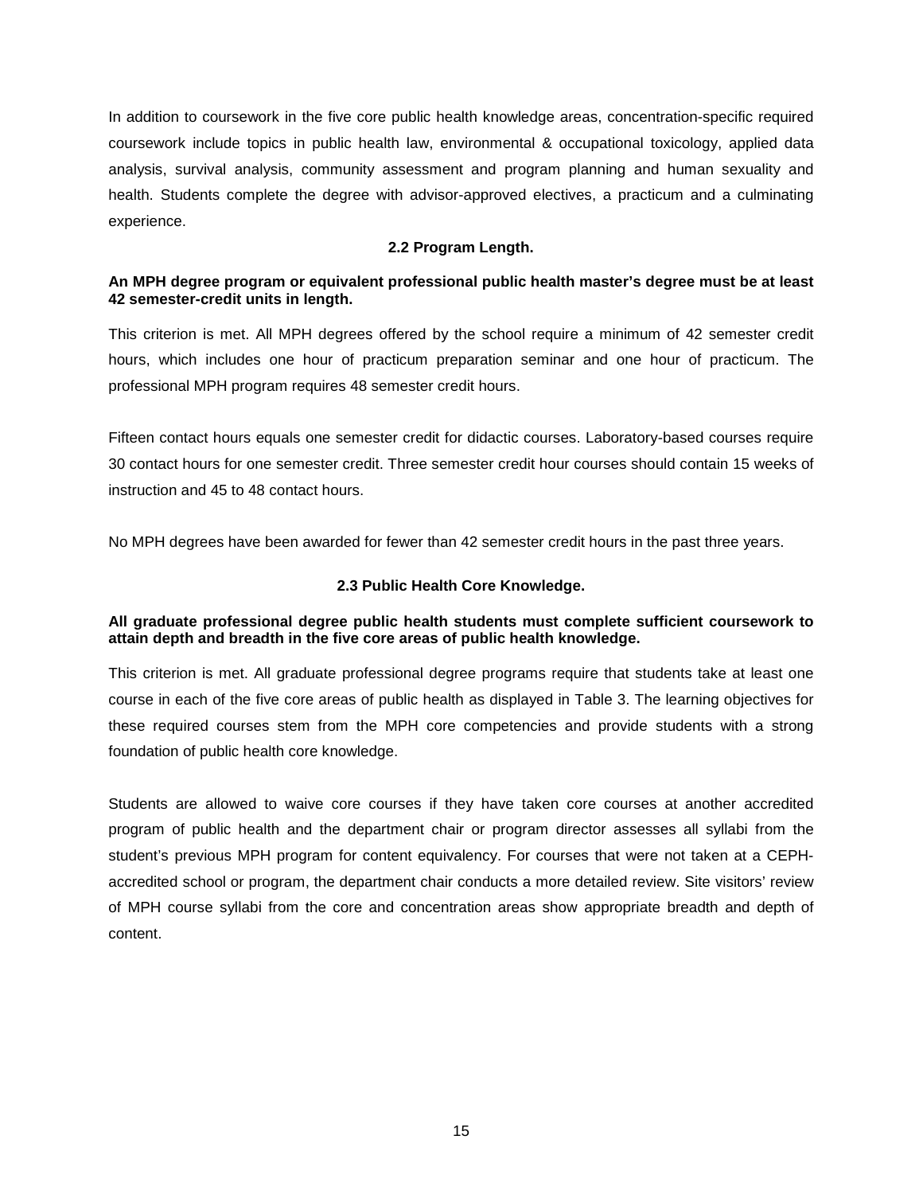In addition to coursework in the five core public health knowledge areas, concentration-specific required coursework include topics in public health law, environmental & occupational toxicology, applied data analysis, survival analysis, community assessment and program planning and human sexuality and health. Students complete the degree with advisor-approved electives, a practicum and a culminating experience.

### 2.2 Program Length.

**An MPH degree program or equivalent professional public health master's degree must be at least 42 semester-credit units in length.**

This criterion is met. All MPH degrees offered by the school require a minimum of 42 semester credit hours, which includes one hour of practicum preparation seminar and one hour of practicum. The professional MPH program requires 48 semester credit hours.

Fifteen contact hours equals one semester credit for didactic courses. Laboratory-based courses require 30 contact hours for one semester credit. Three semester credit hour courses should contain 15 weeks of instruction and 45 to 48 contact hours.

No MPH degrees have been awarded for fewer than 42 semester credit hours in the past three years.

### 2.3 Public Health Core Knowledge.

**All graduate professional degree public health students must complete sufficient coursework to attain depth and breadth in the five core areas of public health knowledge.**

This criterion is met. All graduate professional degree programs require that students take at least one course in each of the five core areas of public health as displayed in Table 3. The learning objectives for these required courses stem from the MPH core competencies and provide students with a strong foundation of public health core knowledge.

Students are allowed to waive core courses if they have taken core courses at another accredited program of public health and the department chair or program director assesses all syllabi from the student's previous MPH program for content equivalency. For courses that were not taken at a CEPH-accredited school or program, the department chair conducts a more detailed review. Site visitors' review of MPH course syllabi from the core and concentration areas show appropriate breadth and depth of content.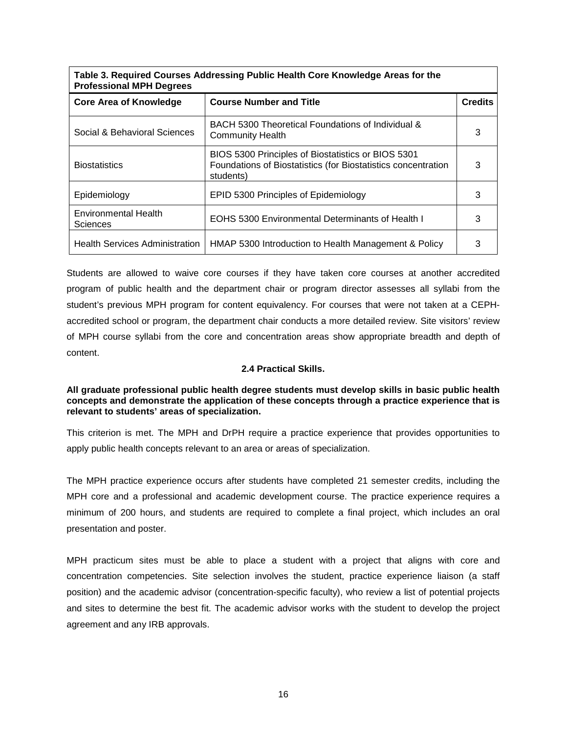| Table 3. Required Courses Addressing Public Health Core Knowledge Areas for the Professional MPH Degrees | | |
|---|---|---|
| **Core Area of Knowledge** | **Course Number and Title** | **Credits** |
| Social & Behavioral Sciences | BACH 5300 Theoretical Foundations of Individual & Community Health | 3 |
| Biostatistics | BIOS 5300 Principles of Biostatistics or BIOS 5301 Foundations of Biostatistics (for Biostatistics concentration students) | 3 |
| Epidemiology | EPID 5300 Principles of Epidemiology | 3 |
| Environmental Health Sciences | EOHS 5300 Environmental Determinants of Health I | 3 |
| Health Services Administration | HMAP 5300 Introduction to Health Management & Policy | 3 |

Students are allowed to waive core courses if they have taken core courses at another accredited program of public health and the department chair or program director assesses all syllabi from the student's previous MPH program for content equivalency. For courses that were not taken at a CEPH-accredited school or program, the department chair conducts a more detailed review. Site visitors' review of MPH course syllabi from the core and concentration areas show appropriate breadth and depth of content.

### 2.4 Practical Skills.

**All graduate professional public health degree students must develop skills in basic public health concepts and demonstrate the application of these concepts through a practice experience that is relevant to students' areas of specialization.**

This criterion is met. The MPH and DrPH require a practice experience that provides opportunities to apply public health concepts relevant to an area or areas of specialization.

The MPH practice experience occurs after students have completed 21 semester credits, including the MPH core and a professional and academic development course. The practice experience requires a minimum of 200 hours, and students are required to complete a final project, which includes an oral presentation and poster.

MPH practicum sites must be able to place a student with a project that aligns with core and concentration competencies. Site selection involves the student, practice experience liaison (a staff position) and the academic advisor (concentration-specific faculty), who review a list of potential projects and sites to determine the best fit. The academic advisor works with the student to develop the project agreement and any IRB approvals.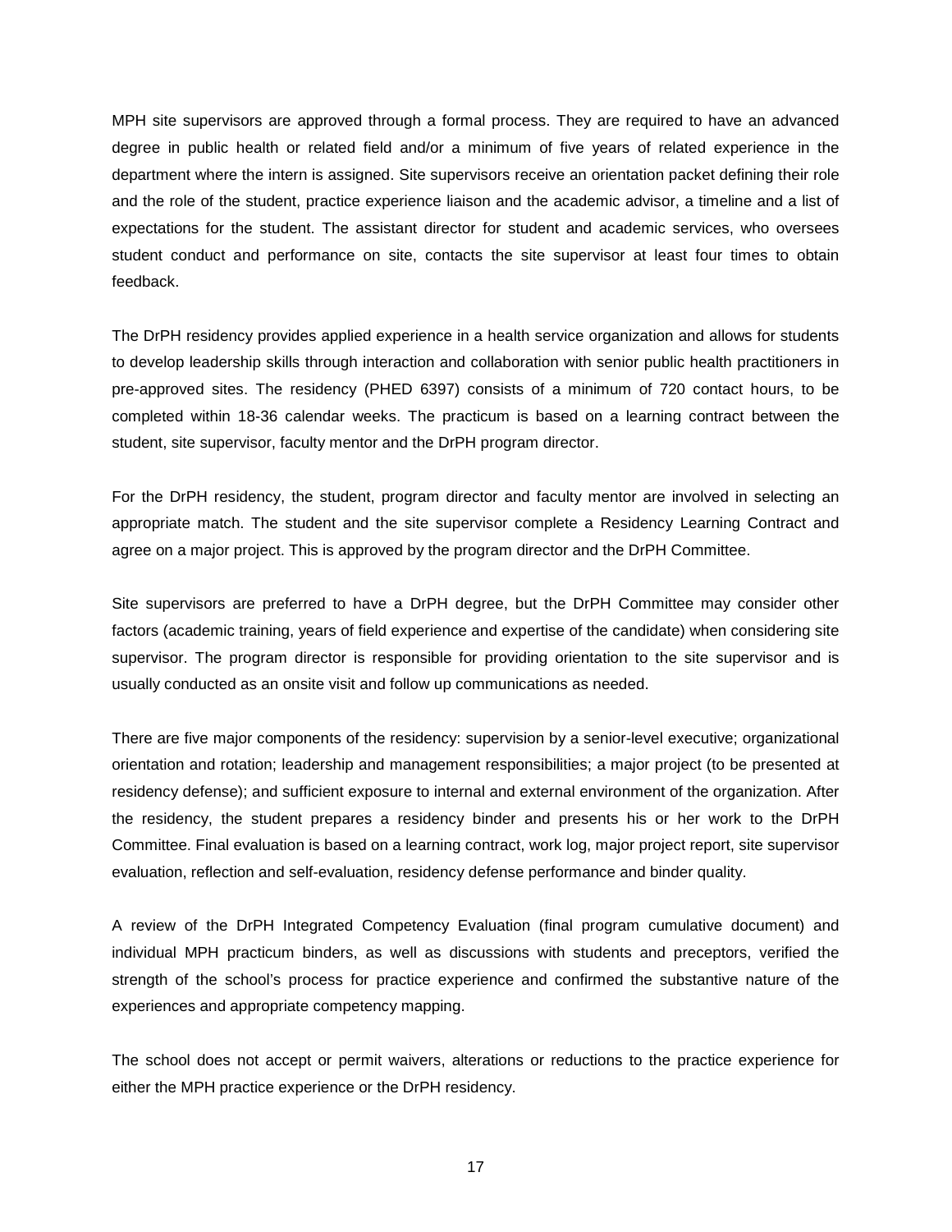MPH site supervisors are approved through a formal process. They are required to have an advanced degree in public health or related field and/or a minimum of five years of related experience in the department where the intern is assigned. Site supervisors receive an orientation packet defining their role and the role of the student, practice experience liaison and the academic advisor, a timeline and a list of expectations for the student. The assistant director for student and academic services, who oversees student conduct and performance on site, contacts the site supervisor at least four times to obtain feedback.

The DrPH residency provides applied experience in a health service organization and allows for students to develop leadership skills through interaction and collaboration with senior public health practitioners in pre-approved sites. The residency (PHED 6397) consists of a minimum of 720 contact hours, to be completed within 18-36 calendar weeks. The practicum is based on a learning contract between the student, site supervisor, faculty mentor and the DrPH program director.

For the DrPH residency, the student, program director and faculty mentor are involved in selecting an appropriate match. The student and the site supervisor complete a Residency Learning Contract and agree on a major project. This is approved by the program director and the DrPH Committee.

Site supervisors are preferred to have a DrPH degree, but the DrPH Committee may consider other factors (academic training, years of field experience and expertise of the candidate) when considering site supervisor. The program director is responsible for providing orientation to the site supervisor and is usually conducted as an onsite visit and follow up communications as needed.

There are five major components of the residency: supervision by a senior-level executive; organizational orientation and rotation; leadership and management responsibilities; a major project (to be presented at residency defense); and sufficient exposure to internal and external environment of the organization. After the residency, the student prepares a residency binder and presents his or her work to the DrPH Committee. Final evaluation is based on a learning contract, work log, major project report, site supervisor evaluation, reflection and self-evaluation, residency defense performance and binder quality.

A review of the DrPH Integrated Competency Evaluation (final program cumulative document) and individual MPH practicum binders, as well as discussions with students and preceptors, verified the strength of the school's process for practice experience and confirmed the substantive nature of the experiences and appropriate competency mapping.

The school does not accept or permit waivers, alterations or reductions to the practice experience for either the MPH practice experience or the DrPH residency.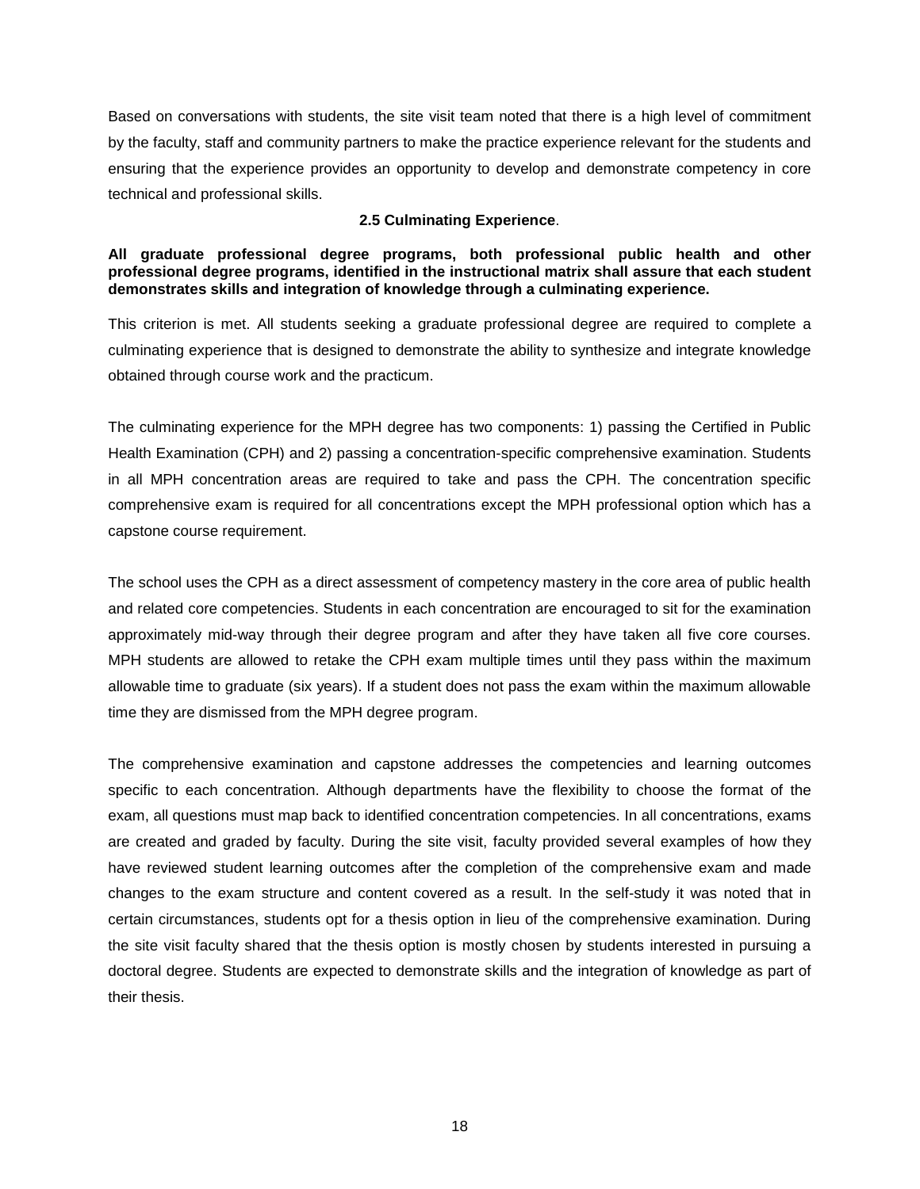Based on conversations with students, the site visit team noted that there is a high level of commitment by the faculty, staff and community partners to make the practice experience relevant for the students and ensuring that the experience provides an opportunity to develop and demonstrate competency in core technical and professional skills.

### 2.5 Culminating Experience.

**All graduate professional degree programs, both professional public health and other professional degree programs, identified in the instructional matrix shall assure that each student demonstrates skills and integration of knowledge through a culminating experience.**

This criterion is met. All students seeking a graduate professional degree are required to complete a culminating experience that is designed to demonstrate the ability to synthesize and integrate knowledge obtained through course work and the practicum.

The culminating experience for the MPH degree has two components: 1) passing the Certified in Public Health Examination (CPH) and 2) passing a concentration-specific comprehensive examination. Students in all MPH concentration areas are required to take and pass the CPH. The concentration specific comprehensive exam is required for all concentrations except the MPH professional option which has a capstone course requirement.

The school uses the CPH as a direct assessment of competency mastery in the core area of public health and related core competencies. Students in each concentration are encouraged to sit for the examination approximately mid-way through their degree program and after they have taken all five core courses. MPH students are allowed to retake the CPH exam multiple times until they pass within the maximum allowable time to graduate (six years). If a student does not pass the exam within the maximum allowable time they are dismissed from the MPH degree program.

The comprehensive examination and capstone addresses the competencies and learning outcomes specific to each concentration. Although departments have the flexibility to choose the format of the exam, all questions must map back to identified concentration competencies. In all concentrations, exams are created and graded by faculty. During the site visit, faculty provided several examples of how they have reviewed student learning outcomes after the completion of the comprehensive exam and made changes to the exam structure and content covered as a result. In the self-study it was noted that in certain circumstances, students opt for a thesis option in lieu of the comprehensive examination. During the site visit faculty shared that the thesis option is mostly chosen by students interested in pursuing a doctoral degree. Students are expected to demonstrate skills and the integration of knowledge as part of their thesis.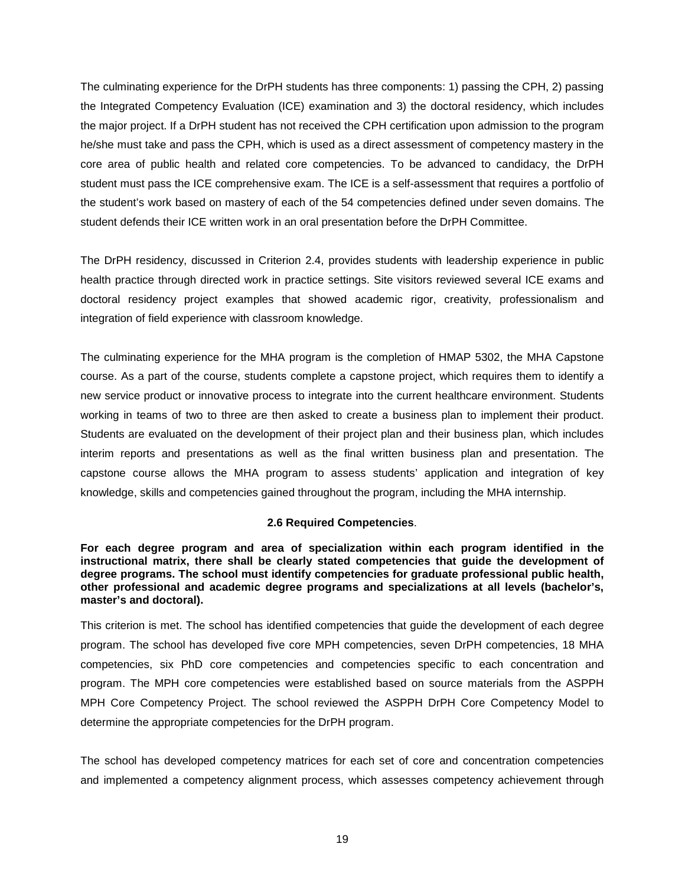The culminating experience for the DrPH students has three components: 1) passing the CPH, 2) passing the Integrated Competency Evaluation (ICE) examination and 3) the doctoral residency, which includes the major project. If a DrPH student has not received the CPH certification upon admission to the program he/she must take and pass the CPH, which is used as a direct assessment of competency mastery in the core area of public health and related core competencies. To be advanced to candidacy, the DrPH student must pass the ICE comprehensive exam. The ICE is a self-assessment that requires a portfolio of the student's work based on mastery of each of the 54 competencies defined under seven domains. The student defends their ICE written work in an oral presentation before the DrPH Committee.

The DrPH residency, discussed in Criterion 2.4, provides students with leadership experience in public health practice through directed work in practice settings. Site visitors reviewed several ICE exams and doctoral residency project examples that showed academic rigor, creativity, professionalism and integration of field experience with classroom knowledge.

The culminating experience for the MHA program is the completion of HMAP 5302, the MHA Capstone course. As a part of the course, students complete a capstone project, which requires them to identify a new service product or innovative process to integrate into the current healthcare environment. Students working in teams of two to three are then asked to create a business plan to implement their product. Students are evaluated on the development of their project plan and their business plan, which includes interim reports and presentations as well as the final written business plan and presentation. The capstone course allows the MHA program to assess students' application and integration of key knowledge, skills and competencies gained throughout the program, including the MHA internship.

### 2.6 Required Competencies.

**For each degree program and area of specialization within each program identified in the instructional matrix, there shall be clearly stated competencies that guide the development of degree programs. The school must identify competencies for graduate professional public health, other professional and academic degree programs and specializations at all levels (bachelor's, master's and doctoral).**

This criterion is met. The school has identified competencies that guide the development of each degree program. The school has developed five core MPH competencies, seven DrPH competencies, 18 MHA competencies, six PhD core competencies and competencies specific to each concentration and program. The MPH core competencies were established based on source materials from the ASPPH MPH Core Competency Project. The school reviewed the ASPPH DrPH Core Competency Model to determine the appropriate competencies for the DrPH program.

The school has developed competency matrices for each set of core and concentration competencies and implemented a competency alignment process, which assesses competency achievement through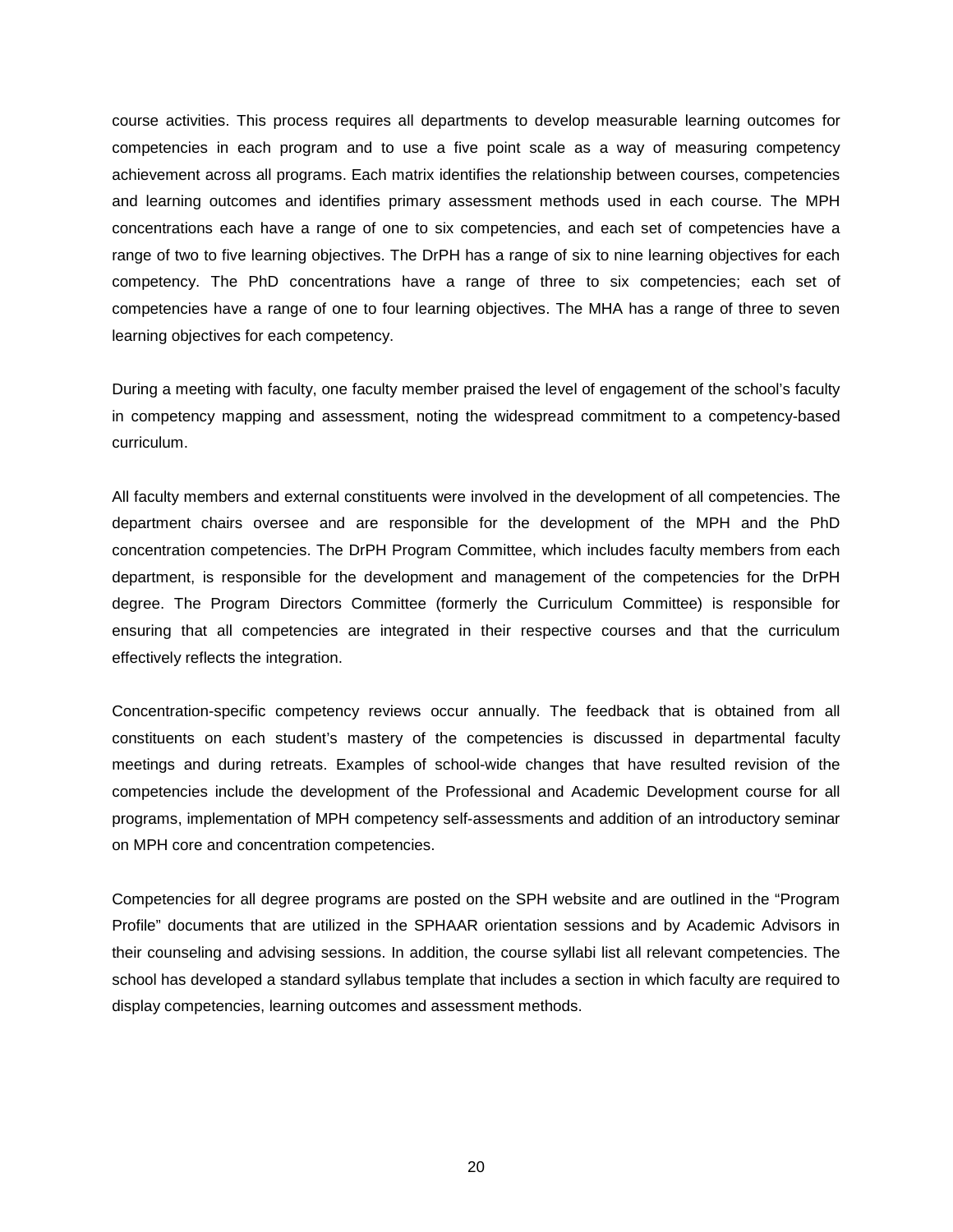course activities. This process requires all departments to develop measurable learning outcomes for competencies in each program and to use a five point scale as a way of measuring competency achievement across all programs. Each matrix identifies the relationship between courses, competencies and learning outcomes and identifies primary assessment methods used in each course. The MPH concentrations each have a range of one to six competencies, and each set of competencies have a range of two to five learning objectives. The DrPH has a range of six to nine learning objectives for each competency. The PhD concentrations have a range of three to six competencies; each set of competencies have a range of one to four learning objectives. The MHA has a range of three to seven learning objectives for each competency.

During a meeting with faculty, one faculty member praised the level of engagement of the school's faculty in competency mapping and assessment, noting the widespread commitment to a competency-based curriculum.

All faculty members and external constituents were involved in the development of all competencies. The department chairs oversee and are responsible for the development of the MPH and the PhD concentration competencies. The DrPH Program Committee, which includes faculty members from each department, is responsible for the development and management of the competencies for the DrPH degree. The Program Directors Committee (formerly the Curriculum Committee) is responsible for ensuring that all competencies are integrated in their respective courses and that the curriculum effectively reflects the integration.

Concentration-specific competency reviews occur annually. The feedback that is obtained from all constituents on each student's mastery of the competencies is discussed in departmental faculty meetings and during retreats. Examples of school-wide changes that have resulted revision of the competencies include the development of the Professional and Academic Development course for all programs, implementation of MPH competency self-assessments and addition of an introductory seminar on MPH core and concentration competencies.

Competencies for all degree programs are posted on the SPH website and are outlined in the "Program Profile" documents that are utilized in the SPHAAR orientation sessions and by Academic Advisors in their counseling and advising sessions. In addition, the course syllabi list all relevant competencies. The school has developed a standard syllabus template that includes a section in which faculty are required to display competencies, learning outcomes and assessment methods.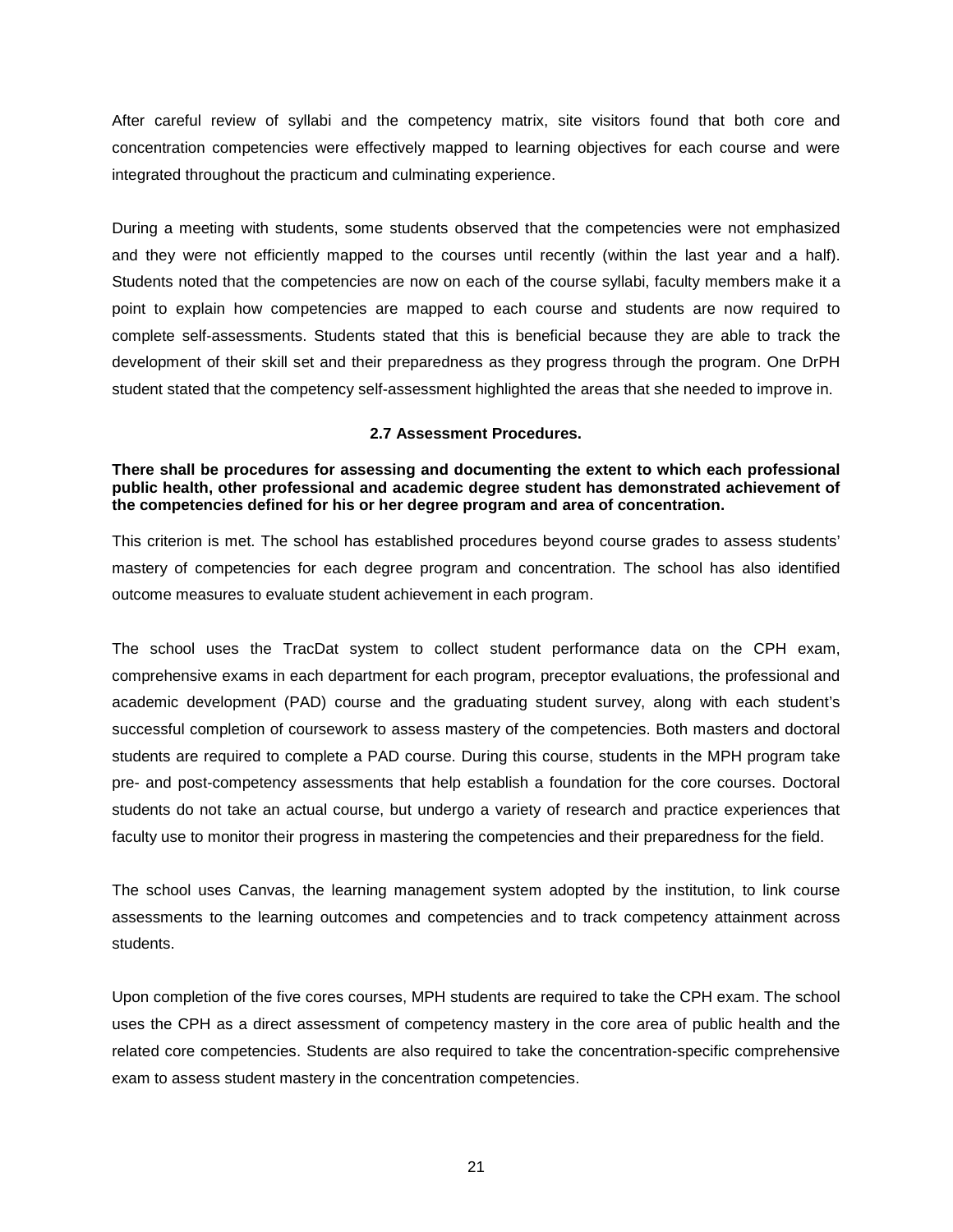After careful review of syllabi and the competency matrix, site visitors found that both core and concentration competencies were effectively mapped to learning objectives for each course and were integrated throughout the practicum and culminating experience.

During a meeting with students, some students observed that the competencies were not emphasized and they were not efficiently mapped to the courses until recently (within the last year and a half). Students noted that the competencies are now on each of the course syllabi, faculty members make it a point to explain how competencies are mapped to each course and students are now required to complete self-assessments. Students stated that this is beneficial because they are able to track the development of their skill set and their preparedness as they progress through the program. One DrPH student stated that the competency self-assessment highlighted the areas that she needed to improve in.

### 2.7 Assessment Procedures.

**There shall be procedures for assessing and documenting the extent to which each professional public health, other professional and academic degree student has demonstrated achievement of the competencies defined for his or her degree program and area of concentration.**

This criterion is met. The school has established procedures beyond course grades to assess students' mastery of competencies for each degree program and concentration. The school has also identified outcome measures to evaluate student achievement in each program.

The school uses the TracDat system to collect student performance data on the CPH exam, comprehensive exams in each department for each program, preceptor evaluations, the professional and academic development (PAD) course and the graduating student survey, along with each student's successful completion of coursework to assess mastery of the competencies. Both masters and doctoral students are required to complete a PAD course. During this course, students in the MPH program take pre- and post-competency assessments that help establish a foundation for the core courses. Doctoral students do not take an actual course, but undergo a variety of research and practice experiences that faculty use to monitor their progress in mastering the competencies and their preparedness for the field.

The school uses Canvas, the learning management system adopted by the institution, to link course assessments to the learning outcomes and competencies and to track competency attainment across students.

Upon completion of the five cores courses, MPH students are required to take the CPH exam. The school uses the CPH as a direct assessment of competency mastery in the core area of public health and the related core competencies. Students are also required to take the concentration-specific comprehensive exam to assess student mastery in the concentration competencies.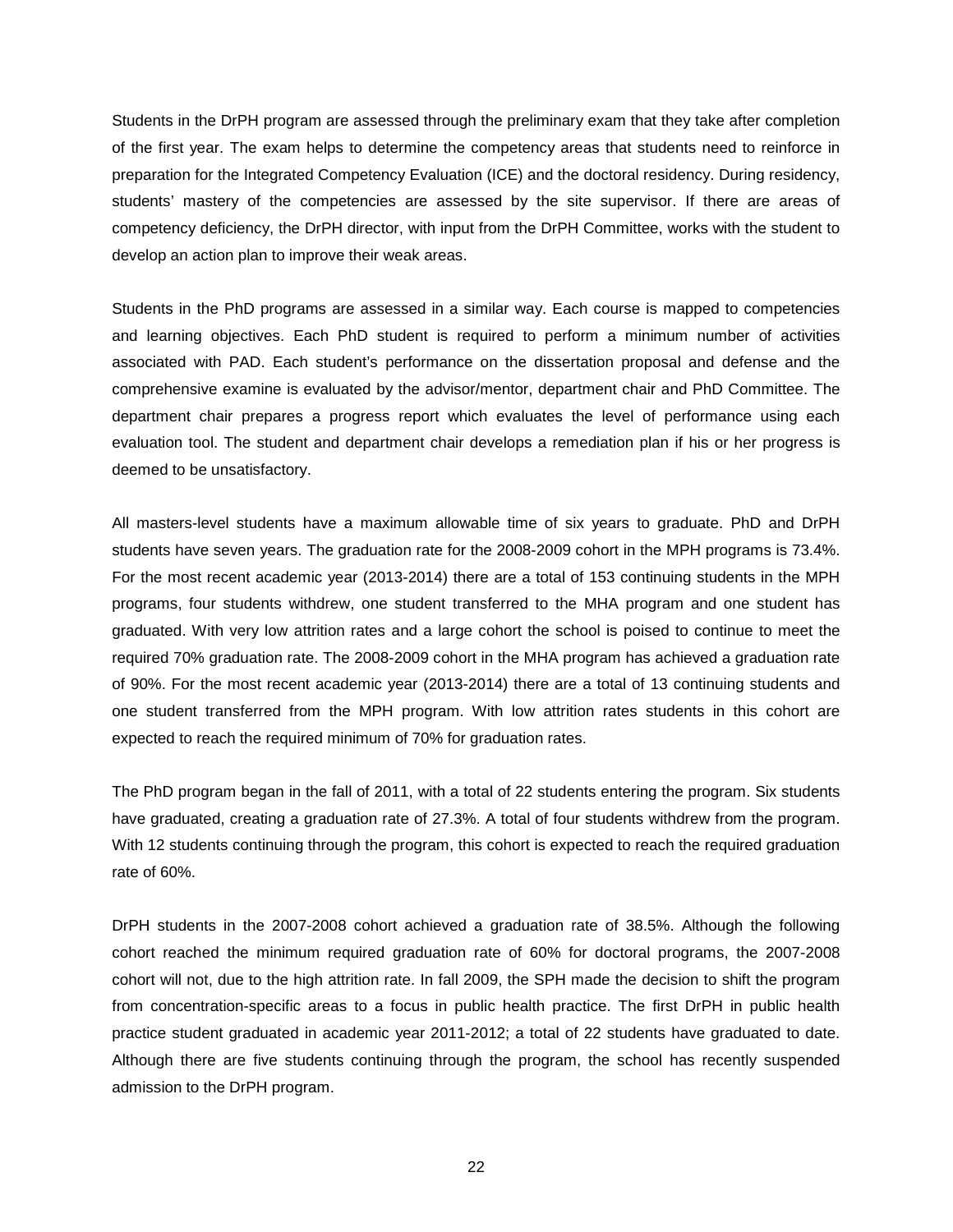Students in the DrPH program are assessed through the preliminary exam that they take after completion of the first year. The exam helps to determine the competency areas that students need to reinforce in preparation for the Integrated Competency Evaluation (ICE) and the doctoral residency. During residency, students' mastery of the competencies are assessed by the site supervisor. If there are areas of competency deficiency, the DrPH director, with input from the DrPH Committee, works with the student to develop an action plan to improve their weak areas.

Students in the PhD programs are assessed in a similar way. Each course is mapped to competencies and learning objectives. Each PhD student is required to perform a minimum number of activities associated with PAD. Each student's performance on the dissertation proposal and defense and the comprehensive examine is evaluated by the advisor/mentor, department chair and PhD Committee. The department chair prepares a progress report which evaluates the level of performance using each evaluation tool. The student and department chair develops a remediation plan if his or her progress is deemed to be unsatisfactory.

All masters-level students have a maximum allowable time of six years to graduate. PhD and DrPH students have seven years. The graduation rate for the 2008-2009 cohort in the MPH programs is 73.4%. For the most recent academic year (2013-2014) there are a total of 153 continuing students in the MPH programs, four students withdrew, one student transferred to the MHA program and one student has graduated. With very low attrition rates and a large cohort the school is poised to continue to meet the required 70% graduation rate. The 2008-2009 cohort in the MHA program has achieved a graduation rate of 90%. For the most recent academic year (2013-2014) there are a total of 13 continuing students and one student transferred from the MPH program. With low attrition rates students in this cohort are expected to reach the required minimum of 70% for graduation rates.

The PhD program began in the fall of 2011, with a total of 22 students entering the program. Six students have graduated, creating a graduation rate of 27.3%. A total of four students withdrew from the program. With 12 students continuing through the program, this cohort is expected to reach the required graduation rate of 60%.

DrPH students in the 2007-2008 cohort achieved a graduation rate of 38.5%. Although the following cohort reached the minimum required graduation rate of 60% for doctoral programs, the 2007-2008 cohort will not, due to the high attrition rate. In fall 2009, the SPH made the decision to shift the program from concentration-specific areas to a focus in public health practice. The first DrPH in public health practice student graduated in academic year 2011-2012; a total of 22 students have graduated to date. Although there are five students continuing through the program, the school has recently suspended admission to the DrPH program.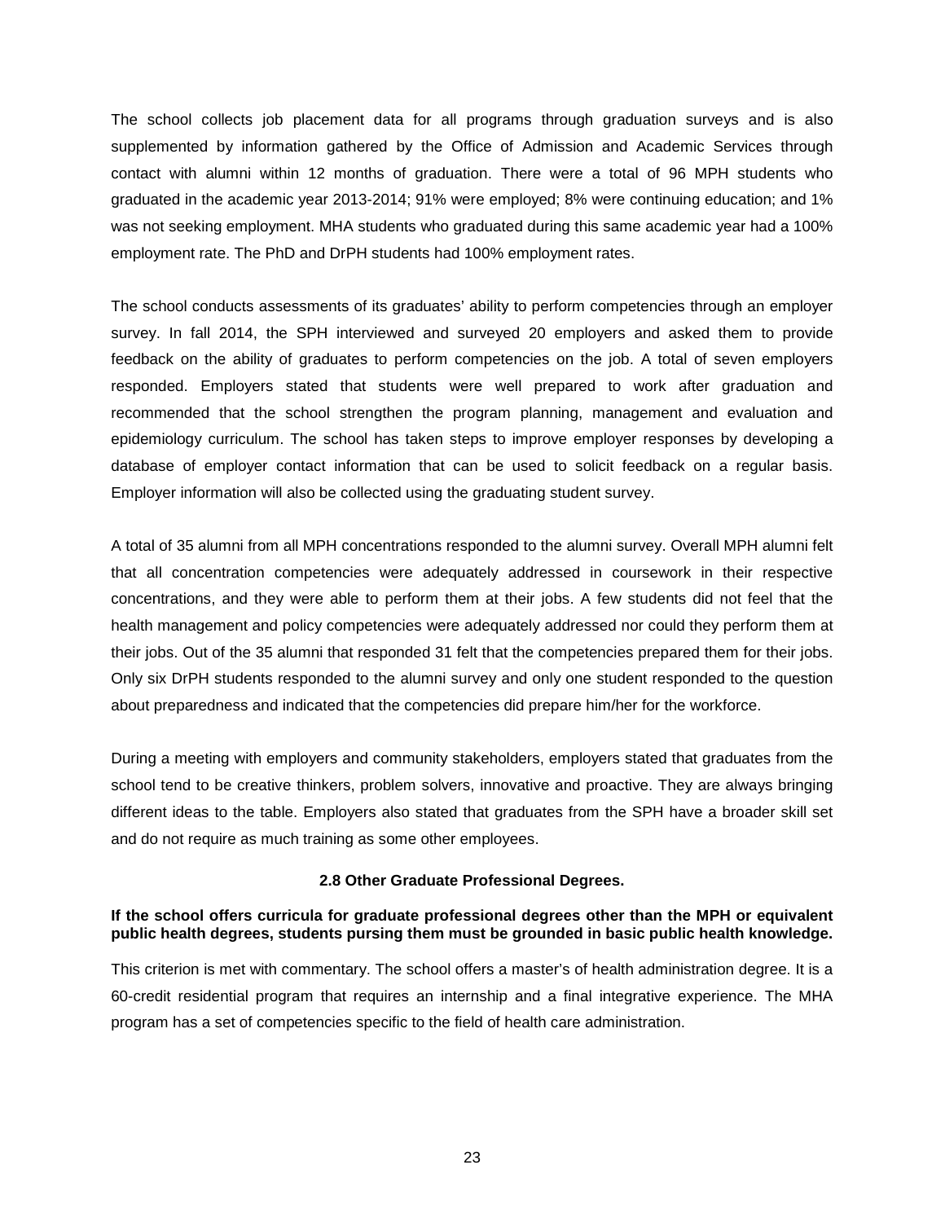The school collects job placement data for all programs through graduation surveys and is also supplemented by information gathered by the Office of Admission and Academic Services through contact with alumni within 12 months of graduation. There were a total of 96 MPH students who graduated in the academic year 2013-2014; 91% were employed; 8% were continuing education; and 1% was not seeking employment. MHA students who graduated during this same academic year had a 100% employment rate. The PhD and DrPH students had 100% employment rates.

The school conducts assessments of its graduates' ability to perform competencies through an employer survey. In fall 2014, the SPH interviewed and surveyed 20 employers and asked them to provide feedback on the ability of graduates to perform competencies on the job. A total of seven employers responded. Employers stated that students were well prepared to work after graduation and recommended that the school strengthen the program planning, management and evaluation and epidemiology curriculum. The school has taken steps to improve employer responses by developing a database of employer contact information that can be used to solicit feedback on a regular basis. Employer information will also be collected using the graduating student survey.

A total of 35 alumni from all MPH concentrations responded to the alumni survey. Overall MPH alumni felt that all concentration competencies were adequately addressed in coursework in their respective concentrations, and they were able to perform them at their jobs. A few students did not feel that the health management and policy competencies were adequately addressed nor could they perform them at their jobs. Out of the 35 alumni that responded 31 felt that the competencies prepared them for their jobs. Only six DrPH students responded to the alumni survey and only one student responded to the question about preparedness and indicated that the competencies did prepare him/her for the workforce.

During a meeting with employers and community stakeholders, employers stated that graduates from the school tend to be creative thinkers, problem solvers, innovative and proactive. They are always bringing different ideas to the table. Employers also stated that graduates from the SPH have a broader skill set and do not require as much training as some other employees.

### 2.8 Other Graduate Professional Degrees.

**If the school offers curricula for graduate professional degrees other than the MPH or equivalent public health degrees, students pursing them must be grounded in basic public health knowledge.**

This criterion is met with commentary. The school offers a master's of health administration degree. It is a 60-credit residential program that requires an internship and a final integrative experience. The MHA program has a set of competencies specific to the field of health care administration.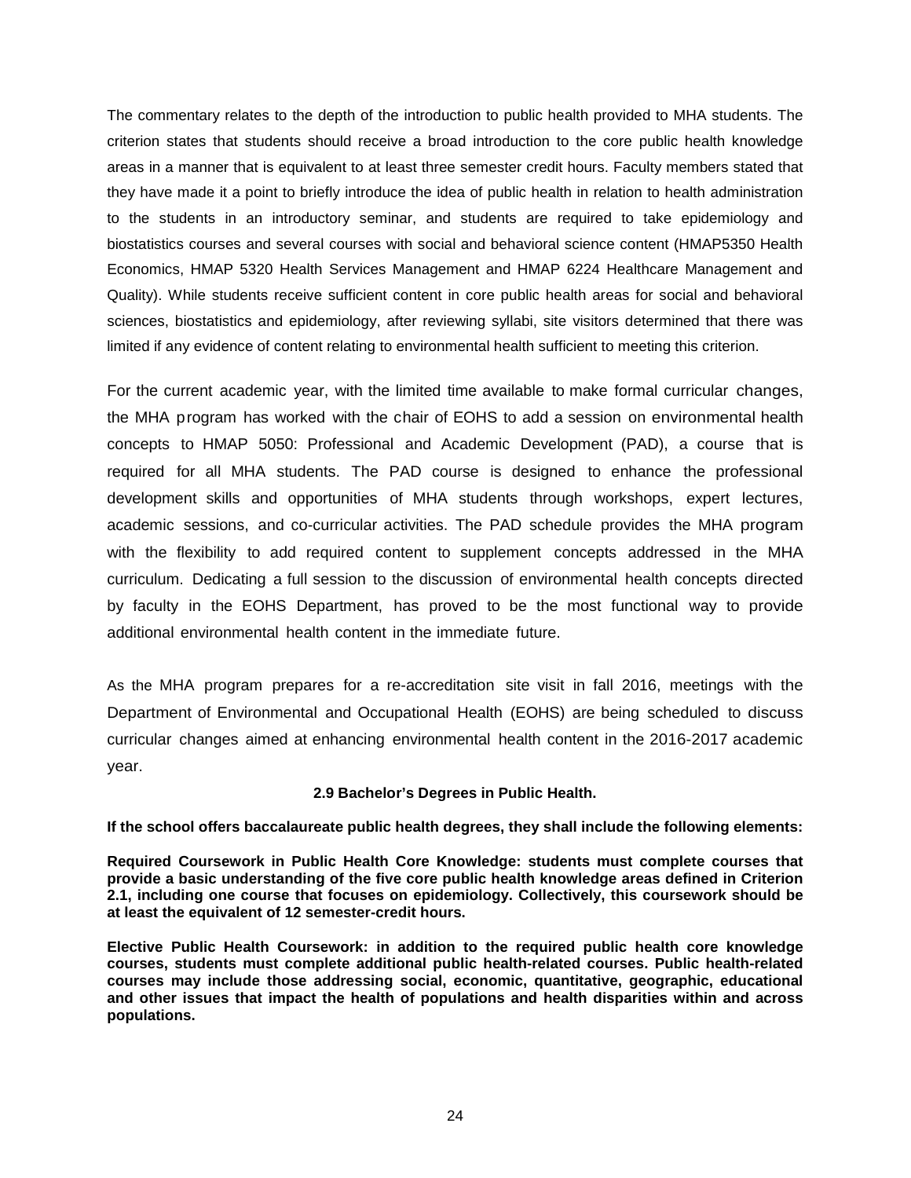The commentary relates to the depth of the introduction to public health provided to MHA students. The criterion states that students should receive a broad introduction to the core public health knowledge areas in a manner that is equivalent to at least three semester credit hours. Faculty members stated that they have made it a point to briefly introduce the idea of public health in relation to health administration to the students in an introductory seminar, and students are required to take epidemiology and biostatistics courses and several courses with social and behavioral science content (HMAP5350 Health Economics, HMAP 5320 Health Services Management and HMAP 6224 Healthcare Management and Quality). While students receive sufficient content in core public health areas for social and behavioral sciences, biostatistics and epidemiology, after reviewing syllabi, site visitors determined that there was limited if any evidence of content relating to environmental health sufficient to meeting this criterion.

For the current academic year, with the limited time available to make formal curricular changes, the MHA program has worked with the chair of EOHS to add a session on environmental health concepts to HMAP 5050: Professional and Academic Development (PAD), a course that is required for all MHA students. The PAD course is designed to enhance the professional development skills and opportunities of MHA students through workshops, expert lectures, academic sessions, and co-curricular activities. The PAD schedule provides the MHA program with the flexibility to add required content to supplement concepts addressed in the MHA curriculum. Dedicating a full session to the discussion of environmental health concepts directed by faculty in the EOHS Department, has proved to be the most functional way to provide additional environmental health content in the immediate future.

As the MHA program prepares for a re-accreditation site visit in fall 2016, meetings with the Department of Environmental and Occupational Health (EOHS) are being scheduled to discuss curricular changes aimed at enhancing environmental health content in the 2016-2017 academic year.

### 2.9 Bachelor's Degrees in Public Health.

**If the school offers baccalaureate public health degrees, they shall include the following elements:**

**Required Coursework in Public Health Core Knowledge: students must complete courses that provide a basic understanding of the five core public health knowledge areas defined in Criterion 2.1, including one course that focuses on epidemiology. Collectively, this coursework should be at least the equivalent of 12 semester-credit hours.**

**Elective Public Health Coursework: in addition to the required public health core knowledge courses, students must complete additional public health-related courses. Public health-related courses may include those addressing social, economic, quantitative, geographic, educational and other issues that impact the health of populations and health disparities within and across populations.**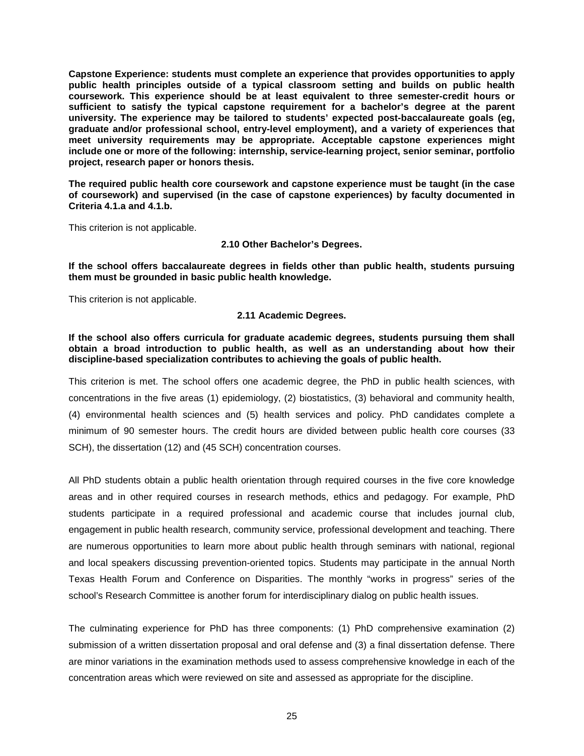**Capstone Experience: students must complete an experience that provides opportunities to apply public health principles outside of a typical classroom setting and builds on public health coursework. This experience should be at least equivalent to three semester-credit hours or sufficient to satisfy the typical capstone requirement for a bachelor's degree at the parent university. The experience may be tailored to students' expected post-baccalaureate goals (eg, graduate and/or professional school, entry-level employment), and a variety of experiences that meet university requirements may be appropriate. Acceptable capstone experiences might include one or more of the following: internship, service-learning project, senior seminar, portfolio project, research paper or honors thesis.**

**The required public health core coursework and capstone experience must be taught (in the case of coursework) and supervised (in the case of capstone experiences) by faculty documented in Criteria 4.1.a and 4.1.b.**

This criterion is not applicable.

### 2.10 Other Bachelor's Degrees.

**If the school offers baccalaureate degrees in fields other than public health, students pursuing them must be grounded in basic public health knowledge.**

This criterion is not applicable.

### 2.11 Academic Degrees.

**If the school also offers curricula for graduate academic degrees, students pursuing them shall obtain a broad introduction to public health, as well as an understanding about how their discipline-based specialization contributes to achieving the goals of public health.**

This criterion is met. The school offers one academic degree, the PhD in public health sciences, with concentrations in the five areas (1) epidemiology, (2) biostatistics, (3) behavioral and community health, (4) environmental health sciences and (5) health services and policy. PhD candidates complete a minimum of 90 semester hours. The credit hours are divided between public health core courses (33 SCH), the dissertation (12) and (45 SCH) concentration courses.

All PhD students obtain a public health orientation through required courses in the five core knowledge areas and in other required courses in research methods, ethics and pedagogy. For example, PhD students participate in a required professional and academic course that includes journal club, engagement in public health research, community service, professional development and teaching. There are numerous opportunities to learn more about public health through seminars with national, regional and local speakers discussing prevention-oriented topics. Students may participate in the annual North Texas Health Forum and Conference on Disparities. The monthly "works in progress" series of the school's Research Committee is another forum for interdisciplinary dialog on public health issues.

The culminating experience for PhD has three components: (1) PhD comprehensive examination (2) submission of a written dissertation proposal and oral defense and (3) a final dissertation defense. There are minor variations in the examination methods used to assess comprehensive knowledge in each of the concentration areas which were reviewed on site and assessed as appropriate for the discipline.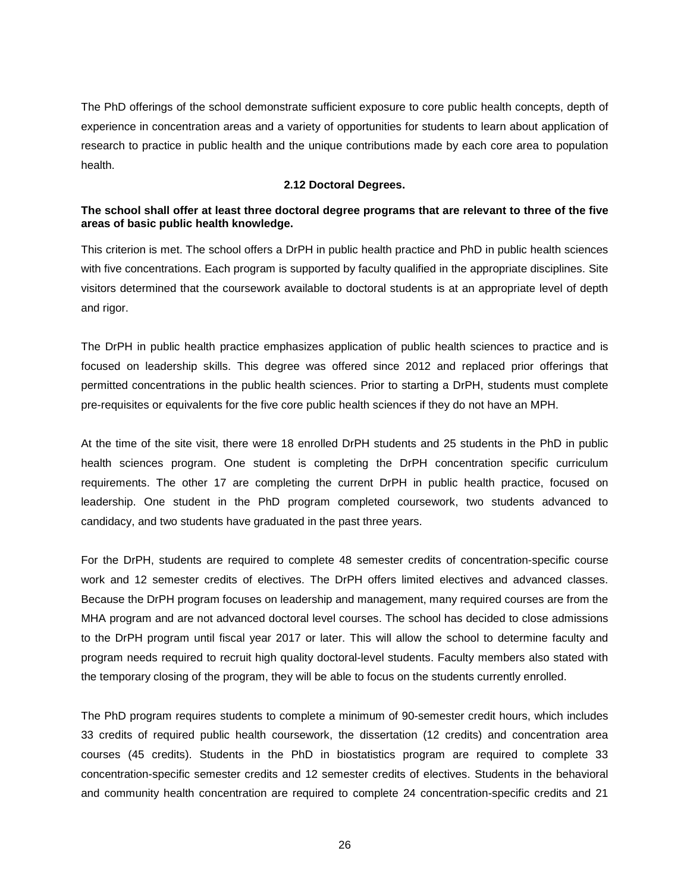The PhD offerings of the school demonstrate sufficient exposure to core public health concepts, depth of experience in concentration areas and a variety of opportunities for students to learn about application of research to practice in public health and the unique contributions made by each core area to population health.

### 2.12 Doctoral Degrees.

**The school shall offer at least three doctoral degree programs that are relevant to three of the five areas of basic public health knowledge.**

This criterion is met. The school offers a DrPH in public health practice and PhD in public health sciences with five concentrations. Each program is supported by faculty qualified in the appropriate disciplines. Site visitors determined that the coursework available to doctoral students is at an appropriate level of depth and rigor.

The DrPH in public health practice emphasizes application of public health sciences to practice and is focused on leadership skills. This degree was offered since 2012 and replaced prior offerings that permitted concentrations in the public health sciences. Prior to starting a DrPH, students must complete pre-requisites or equivalents for the five core public health sciences if they do not have an MPH.

At the time of the site visit, there were 18 enrolled DrPH students and 25 students in the PhD in public health sciences program. One student is completing the DrPH concentration specific curriculum requirements. The other 17 are completing the current DrPH in public health practice, focused on leadership. One student in the PhD program completed coursework, two students advanced to candidacy, and two students have graduated in the past three years.

For the DrPH, students are required to complete 48 semester credits of concentration-specific course work and 12 semester credits of electives. The DrPH offers limited electives and advanced classes. Because the DrPH program focuses on leadership and management, many required courses are from the MHA program and are not advanced doctoral level courses. The school has decided to close admissions to the DrPH program until fiscal year 2017 or later. This will allow the school to determine faculty and program needs required to recruit high quality doctoral-level students. Faculty members also stated with the temporary closing of the program, they will be able to focus on the students currently enrolled.

The PhD program requires students to complete a minimum of 90-semester credit hours, which includes 33 credits of required public health coursework, the dissertation (12 credits) and concentration area courses (45 credits). Students in the PhD in biostatistics program are required to complete 33 concentration-specific semester credits and 12 semester credits of electives. Students in the behavioral and community health concentration are required to complete 24 concentration-specific credits and 21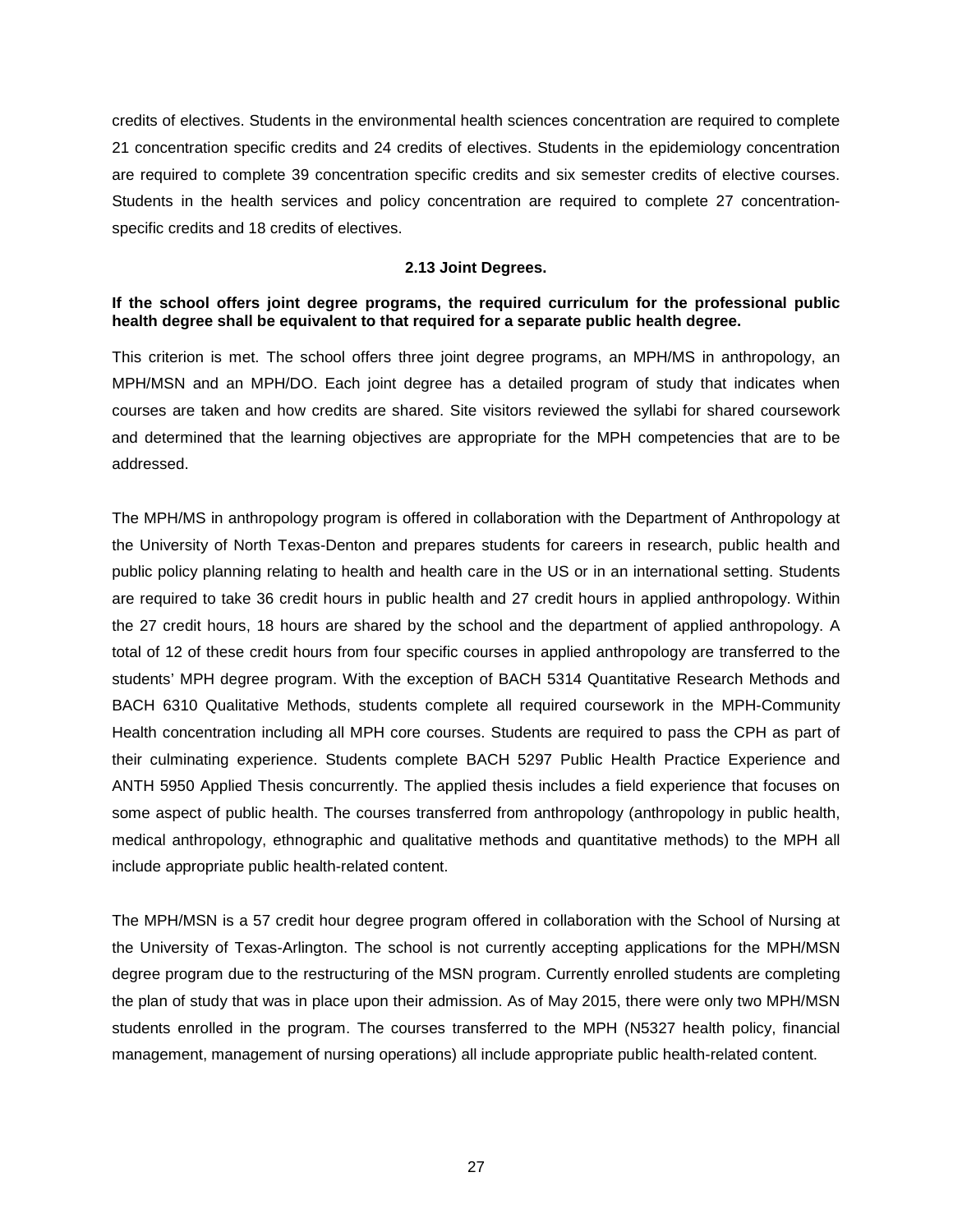credits of electives. Students in the environmental health sciences concentration are required to complete 21 concentration specific credits and 24 credits of electives. Students in the epidemiology concentration are required to complete 39 concentration specific credits and six semester credits of elective courses. Students in the health services and policy concentration are required to complete 27 concentration-specific credits and 18 credits of electives.

### 2.13 Joint Degrees.

**If the school offers joint degree programs, the required curriculum for the professional public health degree shall be equivalent to that required for a separate public health degree.**

This criterion is met. The school offers three joint degree programs, an MPH/MS in anthropology, an MPH/MSN and an MPH/DO. Each joint degree has a detailed program of study that indicates when courses are taken and how credits are shared. Site visitors reviewed the syllabi for shared coursework and determined that the learning objectives are appropriate for the MPH competencies that are to be addressed.

The MPH/MS in anthropology program is offered in collaboration with the Department of Anthropology at the University of North Texas-Denton and prepares students for careers in research, public health and public policy planning relating to health and health care in the US or in an international setting. Students are required to take 36 credit hours in public health and 27 credit hours in applied anthropology. Within the 27 credit hours, 18 hours are shared by the school and the department of applied anthropology. A total of 12 of these credit hours from four specific courses in applied anthropology are transferred to the students' MPH degree program. With the exception of BACH 5314 Quantitative Research Methods and BACH 6310 Qualitative Methods, students complete all required coursework in the MPH-Community Health concentration including all MPH core courses. Students are required to pass the CPH as part of their culminating experience. Students complete BACH 5297 Public Health Practice Experience and ANTH 5950 Applied Thesis concurrently. The applied thesis includes a field experience that focuses on some aspect of public health. The courses transferred from anthropology (anthropology in public health, medical anthropology, ethnographic and qualitative methods and quantitative methods) to the MPH all include appropriate public health-related content.

The MPH/MSN is a 57 credit hour degree program offered in collaboration with the School of Nursing at the University of Texas-Arlington. The school is not currently accepting applications for the MPH/MSN degree program due to the restructuring of the MSN program. Currently enrolled students are completing the plan of study that was in place upon their admission. As of May 2015, there were only two MPH/MSN students enrolled in the program. The courses transferred to the MPH (N5327 health policy, financial management, management of nursing operations) all include appropriate public health-related content.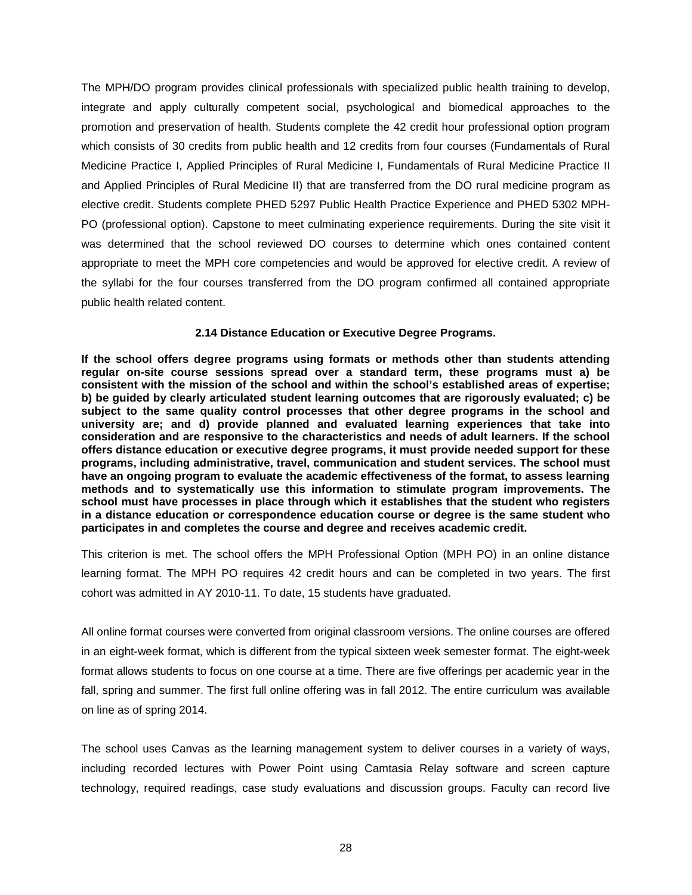The MPH/DO program provides clinical professionals with specialized public health training to develop, integrate and apply culturally competent social, psychological and biomedical approaches to the promotion and preservation of health. Students complete the 42 credit hour professional option program which consists of 30 credits from public health and 12 credits from four courses (Fundamentals of Rural Medicine Practice I, Applied Principles of Rural Medicine I, Fundamentals of Rural Medicine Practice II and Applied Principles of Rural Medicine II) that are transferred from the DO rural medicine program as elective credit. Students complete PHED 5297 Public Health Practice Experience and PHED 5302 MPH-PO (professional option). Capstone to meet culminating experience requirements. During the site visit it was determined that the school reviewed DO courses to determine which ones contained content appropriate to meet the MPH core competencies and would be approved for elective credit. A review of the syllabi for the four courses transferred from the DO program confirmed all contained appropriate public health related content.

### 2.14 Distance Education or Executive Degree Programs.

**If the school offers degree programs using formats or methods other than students attending regular on-site course sessions spread over a standard term, these programs must a) be consistent with the mission of the school and within the school's established areas of expertise; b) be guided by clearly articulated student learning outcomes that are rigorously evaluated; c) be subject to the same quality control processes that other degree programs in the school and university are; and d) provide planned and evaluated learning experiences that take into consideration and are responsive to the characteristics and needs of adult learners. If the school offers distance education or executive degree programs, it must provide needed support for these programs, including administrative, travel, communication and student services. The school must have an ongoing program to evaluate the academic effectiveness of the format, to assess learning methods and to systematically use this information to stimulate program improvements. The school must have processes in place through which it establishes that the student who registers in a distance education or correspondence education course or degree is the same student who participates in and completes the course and degree and receives academic credit.**

This criterion is met. The school offers the MPH Professional Option (MPH PO) in an online distance learning format. The MPH PO requires 42 credit hours and can be completed in two years. The first cohort was admitted in AY 2010-11. To date, 15 students have graduated.

All online format courses were converted from original classroom versions. The online courses are offered in an eight-week format, which is different from the typical sixteen week semester format. The eight-week format allows students to focus on one course at a time. There are five offerings per academic year in the fall, spring and summer. The first full online offering was in fall 2012. The entire curriculum was available on line as of spring 2014.

The school uses Canvas as the learning management system to deliver courses in a variety of ways, including recorded lectures with Power Point using Camtasia Relay software and screen capture technology, required readings, case study evaluations and discussion groups. Faculty can record live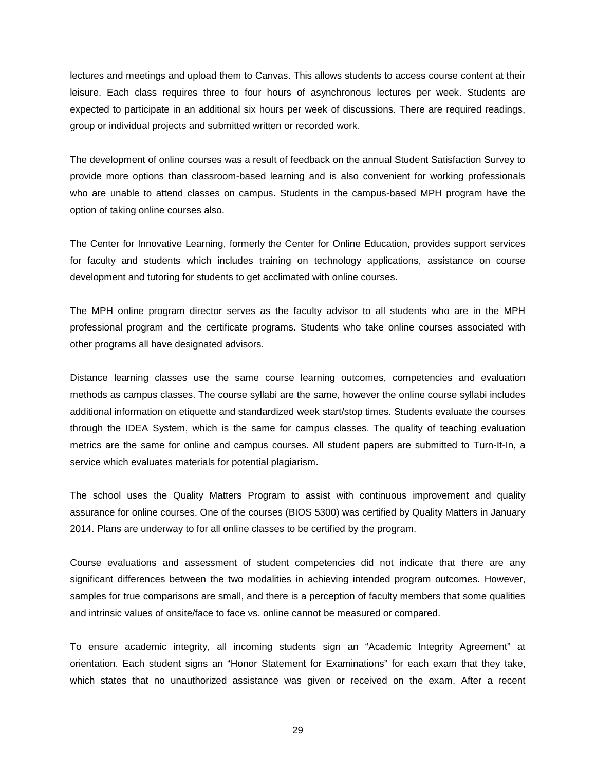lectures and meetings and upload them to Canvas. This allows students to access course content at their leisure. Each class requires three to four hours of asynchronous lectures per week. Students are expected to participate in an additional six hours per week of discussions. There are required readings, group or individual projects and submitted written or recorded work.

The development of online courses was a result of feedback on the annual Student Satisfaction Survey to provide more options than classroom-based learning and is also convenient for working professionals who are unable to attend classes on campus. Students in the campus-based MPH program have the option of taking online courses also.

The Center for Innovative Learning, formerly the Center for Online Education, provides support services for faculty and students which includes training on technology applications, assistance on course development and tutoring for students to get acclimated with online courses.

The MPH online program director serves as the faculty advisor to all students who are in the MPH professional program and the certificate programs. Students who take online courses associated with other programs all have designated advisors.

Distance learning classes use the same course learning outcomes, competencies and evaluation methods as campus classes. The course syllabi are the same, however the online course syllabi includes additional information on etiquette and standardized week start/stop times. Students evaluate the courses through the IDEA System, which is the same for campus classes. The quality of teaching evaluation metrics are the same for online and campus courses. All student papers are submitted to Turn-It-In, a service which evaluates materials for potential plagiarism.

The school uses the Quality Matters Program to assist with continuous improvement and quality assurance for online courses. One of the courses (BIOS 5300) was certified by Quality Matters in January 2014. Plans are underway to for all online classes to be certified by the program.

Course evaluations and assessment of student competencies did not indicate that there are any significant differences between the two modalities in achieving intended program outcomes. However, samples for true comparisons are small, and there is a perception of faculty members that some qualities and intrinsic values of onsite/face to face vs. online cannot be measured or compared.

To ensure academic integrity, all incoming students sign an “Academic Integrity Agreement” at orientation. Each student signs an “Honor Statement for Examinations” for each exam that they take, which states that no unauthorized assistance was given or received on the exam. After a recent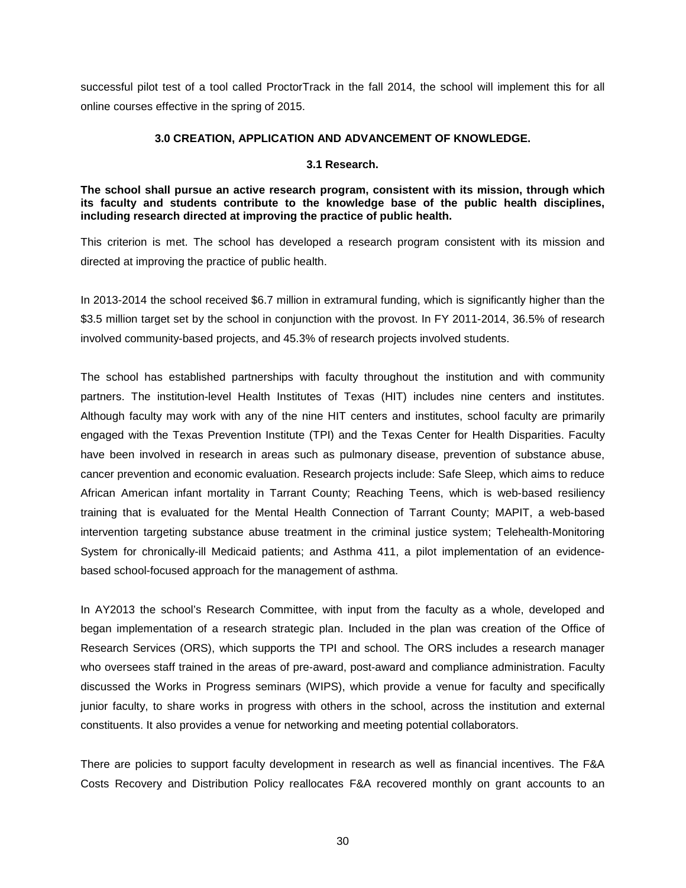successful pilot test of a tool called ProctorTrack in the fall 2014, the school will implement this for all online courses effective in the spring of 2015.

## 3.0 CREATION, APPLICATION AND ADVANCEMENT OF KNOWLEDGE.

### 3.1 Research.

**The school shall pursue an active research program, consistent with its mission, through which its faculty and students contribute to the knowledge base of the public health disciplines, including research directed at improving the practice of public health.**

This criterion is met. The school has developed a research program consistent with its mission and directed at improving the practice of public health.

In 2013-2014 the school received $6.7 million in extramural funding, which is significantly higher than the $3.5 million target set by the school in conjunction with the provost. In FY 2011-2014, 36.5% of research involved community-based projects, and 45.3% of research projects involved students.

The school has established partnerships with faculty throughout the institution and with community partners. The institution-level Health Institutes of Texas (HIT) includes nine centers and institutes. Although faculty may work with any of the nine HIT centers and institutes, school faculty are primarily engaged with the Texas Prevention Institute (TPI) and the Texas Center for Health Disparities. Faculty have been involved in research in areas such as pulmonary disease, prevention of substance abuse, cancer prevention and economic evaluation. Research projects include: Safe Sleep, which aims to reduce African American infant mortality in Tarrant County; Reaching Teens, which is web-based resiliency training that is evaluated for the Mental Health Connection of Tarrant County; MAPIT, a web-based intervention targeting substance abuse treatment in the criminal justice system; Telehealth-Monitoring System for chronically-ill Medicaid patients; and Asthma 411, a pilot implementation of an evidence-based school-focused approach for the management of asthma.

In AY2013 the school's Research Committee, with input from the faculty as a whole, developed and began implementation of a research strategic plan. Included in the plan was creation of the Office of Research Services (ORS), which supports the TPI and school. The ORS includes a research manager who oversees staff trained in the areas of pre-award, post-award and compliance administration. Faculty discussed the Works in Progress seminars (WIPS), which provide a venue for faculty and specifically junior faculty, to share works in progress with others in the school, across the institution and external constituents. It also provides a venue for networking and meeting potential collaborators.

There are policies to support faculty development in research as well as financial incentives. The F&A Costs Recovery and Distribution Policy reallocates F&A recovered monthly on grant accounts to an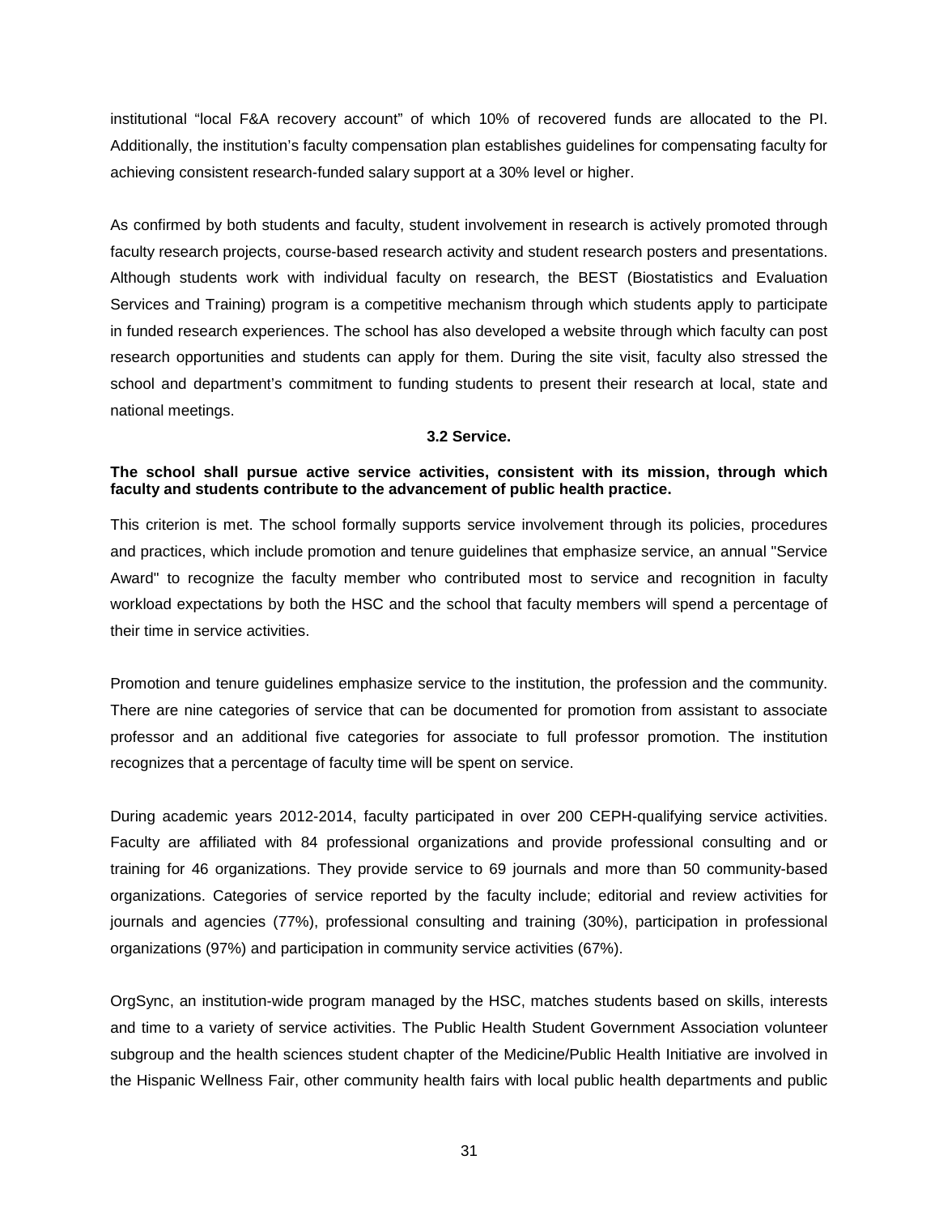institutional "local F&A recovery account" of which 10% of recovered funds are allocated to the PI. Additionally, the institution's faculty compensation plan establishes guidelines for compensating faculty for achieving consistent research-funded salary support at a 30% level or higher.

As confirmed by both students and faculty, student involvement in research is actively promoted through faculty research projects, course-based research activity and student research posters and presentations. Although students work with individual faculty on research, the BEST (Biostatistics and Evaluation Services and Training) program is a competitive mechanism through which students apply to participate in funded research experiences. The school has also developed a website through which faculty can post research opportunities and students can apply for them. During the site visit, faculty also stressed the school and department's commitment to funding students to present their research at local, state and national meetings.

### 3.2 Service.

**The school shall pursue active service activities, consistent with its mission, through which faculty and students contribute to the advancement of public health practice.**

This criterion is met. The school formally supports service involvement through its policies, procedures and practices, which include promotion and tenure guidelines that emphasize service, an annual "Service Award" to recognize the faculty member who contributed most to service and recognition in faculty workload expectations by both the HSC and the school that faculty members will spend a percentage of their time in service activities.

Promotion and tenure guidelines emphasize service to the institution, the profession and the community. There are nine categories of service that can be documented for promotion from assistant to associate professor and an additional five categories for associate to full professor promotion. The institution recognizes that a percentage of faculty time will be spent on service.

During academic years 2012-2014, faculty participated in over 200 CEPH-qualifying service activities. Faculty are affiliated with 84 professional organizations and provide professional consulting and or training for 46 organizations. They provide service to 69 journals and more than 50 community-based organizations. Categories of service reported by the faculty include; editorial and review activities for journals and agencies (77%), professional consulting and training (30%), participation in professional organizations (97%) and participation in community service activities (67%).

OrgSync, an institution-wide program managed by the HSC, matches students based on skills, interests and time to a variety of service activities. The Public Health Student Government Association volunteer subgroup and the health sciences student chapter of the Medicine/Public Health Initiative are involved in the Hispanic Wellness Fair, other community health fairs with local public health departments and public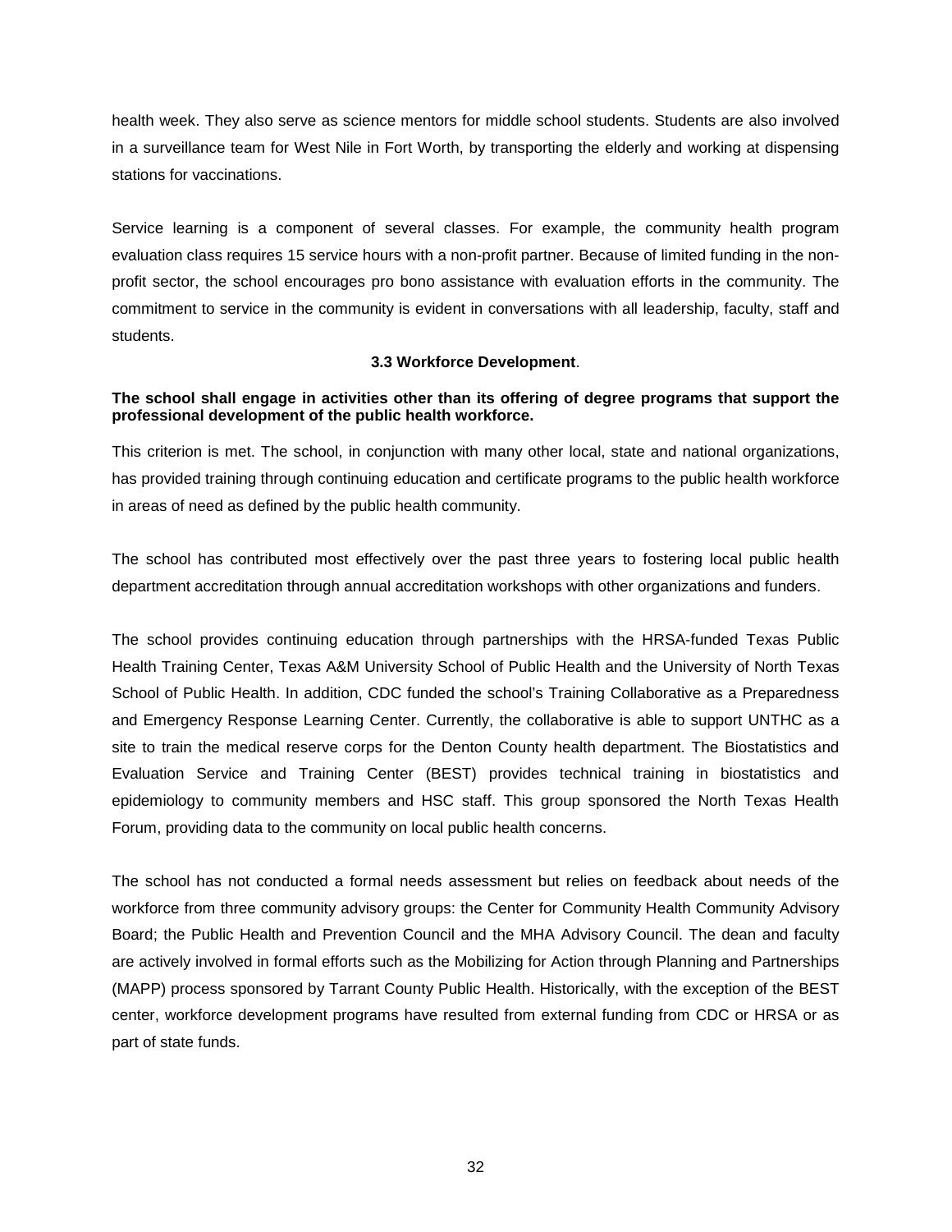health week. They also serve as science mentors for middle school students. Students are also involved in a surveillance team for West Nile in Fort Worth, by transporting the elderly and working at dispensing stations for vaccinations.

Service learning is a component of several classes. For example, the community health program evaluation class requires 15 service hours with a non-profit partner. Because of limited funding in the non-profit sector, the school encourages pro bono assistance with evaluation efforts in the community. The commitment to service in the community is evident in conversations with all leadership, faculty, staff and students.

### 3.3 Workforce Development.

**The school shall engage in activities other than its offering of degree programs that support the professional development of the public health workforce.**

This criterion is met. The school, in conjunction with many other local, state and national organizations, has provided training through continuing education and certificate programs to the public health workforce in areas of need as defined by the public health community.

The school has contributed most effectively over the past three years to fostering local public health department accreditation through annual accreditation workshops with other organizations and funders.

The school provides continuing education through partnerships with the HRSA-funded Texas Public Health Training Center, Texas A&M University School of Public Health and the University of North Texas School of Public Health. In addition, CDC funded the school's Training Collaborative as a Preparedness and Emergency Response Learning Center. Currently, the collaborative is able to support UNTHC as a site to train the medical reserve corps for the Denton County health department. The Biostatistics and Evaluation Service and Training Center (BEST) provides technical training in biostatistics and epidemiology to community members and HSC staff. This group sponsored the North Texas Health Forum, providing data to the community on local public health concerns.

The school has not conducted a formal needs assessment but relies on feedback about needs of the workforce from three community advisory groups: the Center for Community Health Community Advisory Board; the Public Health and Prevention Council and the MHA Advisory Council. The dean and faculty are actively involved in formal efforts such as the Mobilizing for Action through Planning and Partnerships (MAPP) process sponsored by Tarrant County Public Health. Historically, with the exception of the BEST center, workforce development programs have resulted from external funding from CDC or HRSA or as part of state funds.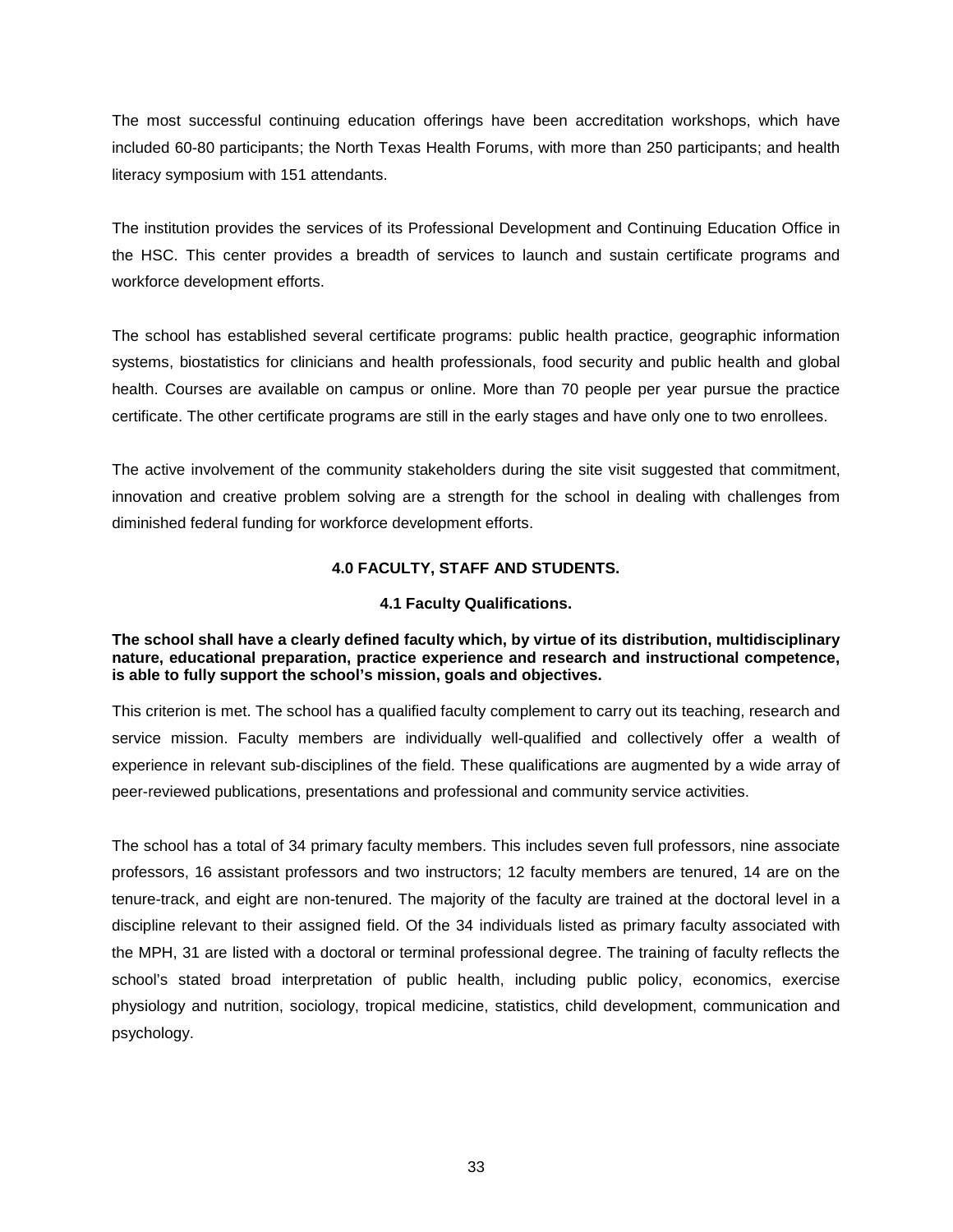The most successful continuing education offerings have been accreditation workshops, which have included 60-80 participants; the North Texas Health Forums, with more than 250 participants; and health literacy symposium with 151 attendants.

The institution provides the services of its Professional Development and Continuing Education Office in the HSC. This center provides a breadth of services to launch and sustain certificate programs and workforce development efforts.

The school has established several certificate programs: public health practice, geographic information systems, biostatistics for clinicians and health professionals, food security and public health and global health. Courses are available on campus or online. More than 70 people per year pursue the practice certificate. The other certificate programs are still in the early stages and have only one to two enrollees.

The active involvement of the community stakeholders during the site visit suggested that commitment, innovation and creative problem solving are a strength for the school in dealing with challenges from diminished federal funding for workforce development efforts.

## 4.0 FACULTY, STAFF AND STUDENTS.

### 4.1 Faculty Qualifications.

**The school shall have a clearly defined faculty which, by virtue of its distribution, multidisciplinary nature, educational preparation, practice experience and research and instructional competence, is able to fully support the school's mission, goals and objectives.**

This criterion is met. The school has a qualified faculty complement to carry out its teaching, research and service mission. Faculty members are individually well-qualified and collectively offer a wealth of experience in relevant sub-disciplines of the field. These qualifications are augmented by a wide array of peer-reviewed publications, presentations and professional and community service activities.

The school has a total of 34 primary faculty members. This includes seven full professors, nine associate professors, 16 assistant professors and two instructors; 12 faculty members are tenured, 14 are on the tenure-track, and eight are non-tenured. The majority of the faculty are trained at the doctoral level in a discipline relevant to their assigned field. Of the 34 individuals listed as primary faculty associated with the MPH, 31 are listed with a doctoral or terminal professional degree. The training of faculty reflects the school's stated broad interpretation of public health, including public policy, economics, exercise physiology and nutrition, sociology, tropical medicine, statistics, child development, communication and psychology.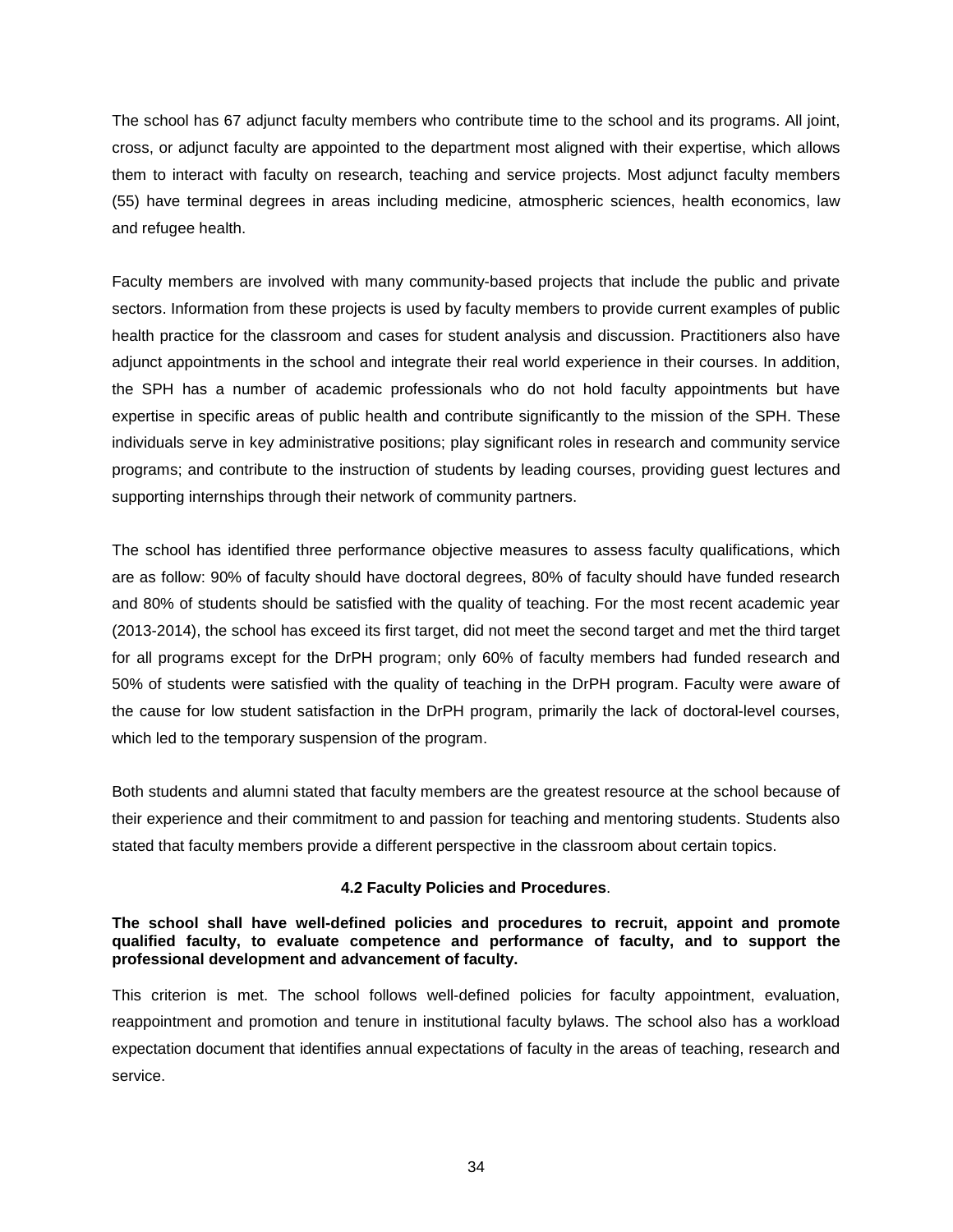The school has 67 adjunct faculty members who contribute time to the school and its programs. All joint, cross, or adjunct faculty are appointed to the department most aligned with their expertise, which allows them to interact with faculty on research, teaching and service projects. Most adjunct faculty members (55) have terminal degrees in areas including medicine, atmospheric sciences, health economics, law and refugee health.

Faculty members are involved with many community-based projects that include the public and private sectors. Information from these projects is used by faculty members to provide current examples of public health practice for the classroom and cases for student analysis and discussion. Practitioners also have adjunct appointments in the school and integrate their real world experience in their courses. In addition, the SPH has a number of academic professionals who do not hold faculty appointments but have expertise in specific areas of public health and contribute significantly to the mission of the SPH. These individuals serve in key administrative positions; play significant roles in research and community service programs; and contribute to the instruction of students by leading courses, providing guest lectures and supporting internships through their network of community partners.

The school has identified three performance objective measures to assess faculty qualifications, which are as follow: 90% of faculty should have doctoral degrees, 80% of faculty should have funded research and 80% of students should be satisfied with the quality of teaching. For the most recent academic year (2013-2014), the school has exceed its first target, did not meet the second target and met the third target for all programs except for the DrPH program; only 60% of faculty members had funded research and 50% of students were satisfied with the quality of teaching in the DrPH program. Faculty were aware of the cause for low student satisfaction in the DrPH program, primarily the lack of doctoral-level courses, which led to the temporary suspension of the program.

Both students and alumni stated that faculty members are the greatest resource at the school because of their experience and their commitment to and passion for teaching and mentoring students. Students also stated that faculty members provide a different perspective in the classroom about certain topics.

### 4.2 Faculty Policies and Procedures.

**The school shall have well-defined policies and procedures to recruit, appoint and promote qualified faculty, to evaluate competence and performance of faculty, and to support the professional development and advancement of faculty.**

This criterion is met. The school follows well-defined policies for faculty appointment, evaluation, reappointment and promotion and tenure in institutional faculty bylaws. The school also has a workload expectation document that identifies annual expectations of faculty in the areas of teaching, research and service.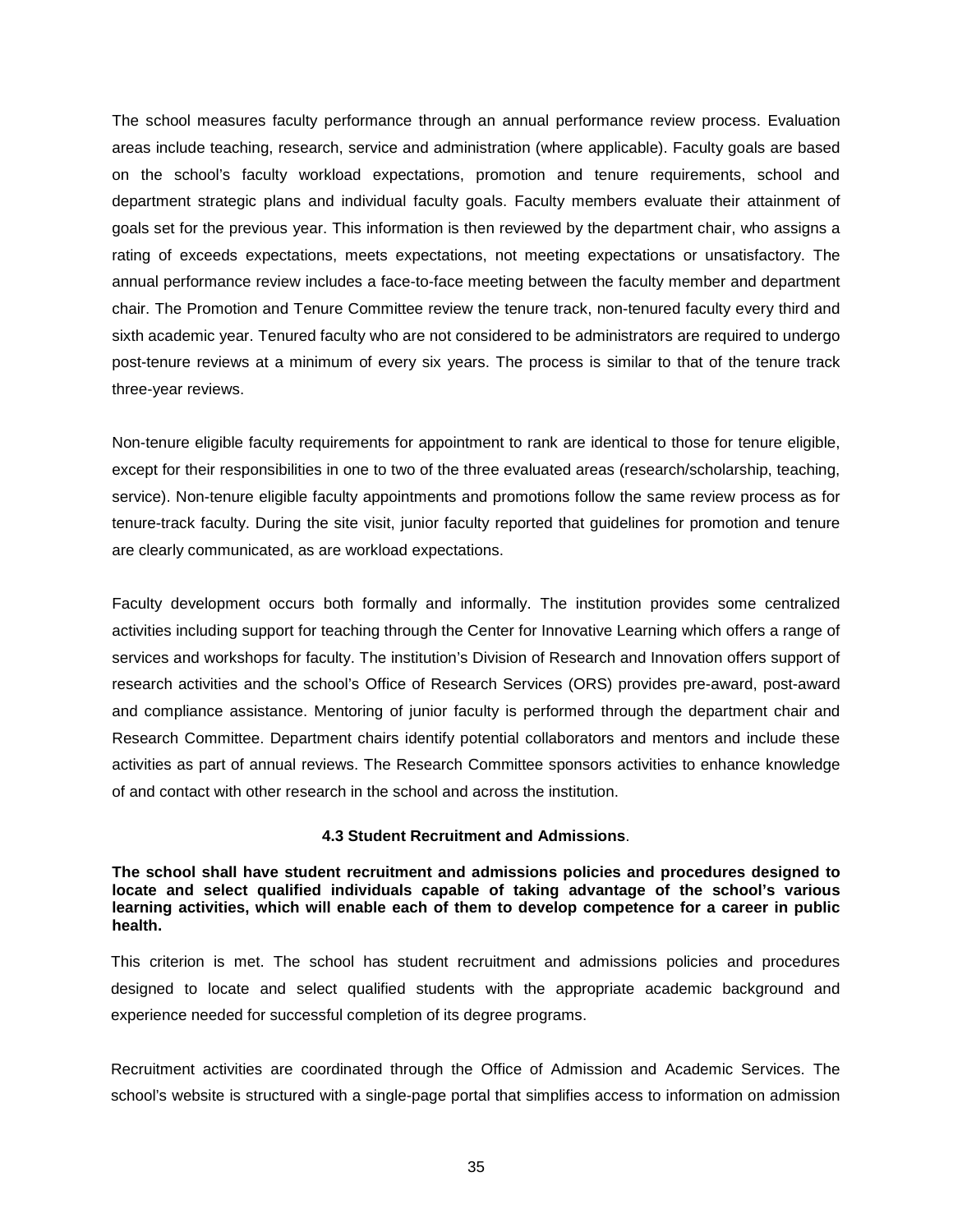The school measures faculty performance through an annual performance review process. Evaluation areas include teaching, research, service and administration (where applicable). Faculty goals are based on the school's faculty workload expectations, promotion and tenure requirements, school and department strategic plans and individual faculty goals. Faculty members evaluate their attainment of goals set for the previous year. This information is then reviewed by the department chair, who assigns a rating of exceeds expectations, meets expectations, not meeting expectations or unsatisfactory. The annual performance review includes a face-to-face meeting between the faculty member and department chair. The Promotion and Tenure Committee review the tenure track, non-tenured faculty every third and sixth academic year. Tenured faculty who are not considered to be administrators are required to undergo post-tenure reviews at a minimum of every six years. The process is similar to that of the tenure track three-year reviews.

Non-tenure eligible faculty requirements for appointment to rank are identical to those for tenure eligible, except for their responsibilities in one to two of the three evaluated areas (research/scholarship, teaching, service). Non-tenure eligible faculty appointments and promotions follow the same review process as for tenure-track faculty. During the site visit, junior faculty reported that guidelines for promotion and tenure are clearly communicated, as are workload expectations.

Faculty development occurs both formally and informally. The institution provides some centralized activities including support for teaching through the Center for Innovative Learning which offers a range of services and workshops for faculty. The institution's Division of Research and Innovation offers support of research activities and the school's Office of Research Services (ORS) provides pre-award, post-award and compliance assistance. Mentoring of junior faculty is performed through the department chair and Research Committee. Department chairs identify potential collaborators and mentors and include these activities as part of annual reviews. The Research Committee sponsors activities to enhance knowledge of and contact with other research in the school and across the institution.

### 4.3 Student Recruitment and Admissions.

**The school shall have student recruitment and admissions policies and procedures designed to locate and select qualified individuals capable of taking advantage of the school's various learning activities, which will enable each of them to develop competence for a career in public health.**

This criterion is met. The school has student recruitment and admissions policies and procedures designed to locate and select qualified students with the appropriate academic background and experience needed for successful completion of its degree programs.

Recruitment activities are coordinated through the Office of Admission and Academic Services. The school's website is structured with a single-page portal that simplifies access to information on admission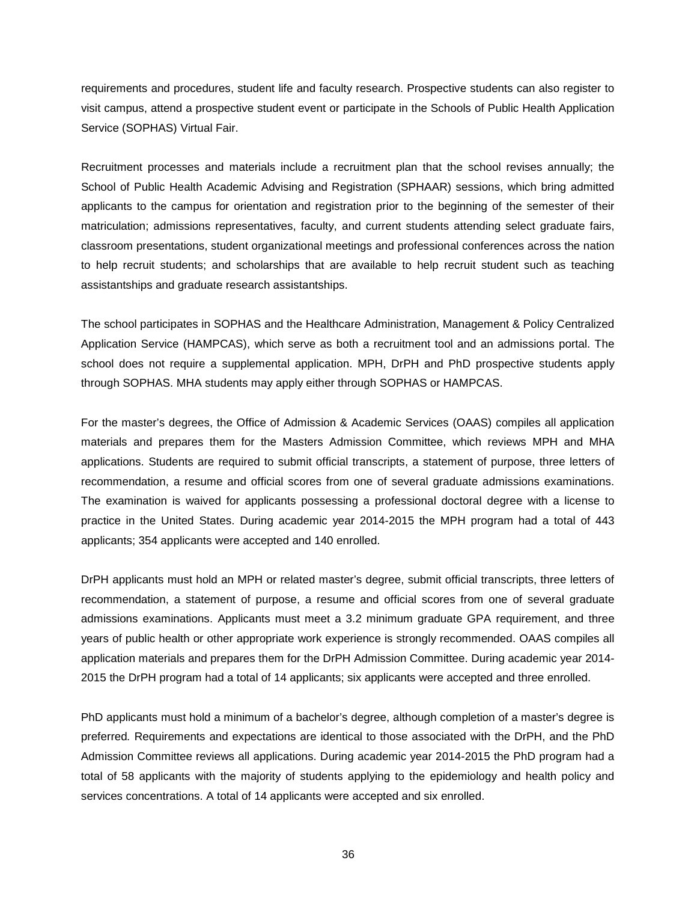requirements and procedures, student life and faculty research. Prospective students can also register to visit campus, attend a prospective student event or participate in the Schools of Public Health Application Service (SOPHAS) Virtual Fair.

Recruitment processes and materials include a recruitment plan that the school revises annually; the School of Public Health Academic Advising and Registration (SPHAAR) sessions, which bring admitted applicants to the campus for orientation and registration prior to the beginning of the semester of their matriculation; admissions representatives, faculty, and current students attending select graduate fairs, classroom presentations, student organizational meetings and professional conferences across the nation to help recruit students; and scholarships that are available to help recruit student such as teaching assistantships and graduate research assistantships.

The school participates in SOPHAS and the Healthcare Administration, Management & Policy Centralized Application Service (HAMPCAS), which serve as both a recruitment tool and an admissions portal. The school does not require a supplemental application. MPH, DrPH and PhD prospective students apply through SOPHAS. MHA students may apply either through SOPHAS or HAMPCAS.

For the master's degrees, the Office of Admission & Academic Services (OAAS) compiles all application materials and prepares them for the Masters Admission Committee, which reviews MPH and MHA applications. Students are required to submit official transcripts, a statement of purpose, three letters of recommendation, a resume and official scores from one of several graduate admissions examinations. The examination is waived for applicants possessing a professional doctoral degree with a license to practice in the United States. During academic year 2014-2015 the MPH program had a total of 443 applicants; 354 applicants were accepted and 140 enrolled.

DrPH applicants must hold an MPH or related master's degree, submit official transcripts, three letters of recommendation, a statement of purpose, a resume and official scores from one of several graduate admissions examinations. Applicants must meet a 3.2 minimum graduate GPA requirement, and three years of public health or other appropriate work experience is strongly recommended. OAAS compiles all application materials and prepares them for the DrPH Admission Committee. During academic year 2014-2015 the DrPH program had a total of 14 applicants; six applicants were accepted and three enrolled.

PhD applicants must hold a minimum of a bachelor's degree, although completion of a master's degree is preferred. Requirements and expectations are identical to those associated with the DrPH, and the PhD Admission Committee reviews all applications. During academic year 2014-2015 the PhD program had a total of 58 applicants with the majority of students applying to the epidemiology and health policy and services concentrations. A total of 14 applicants were accepted and six enrolled.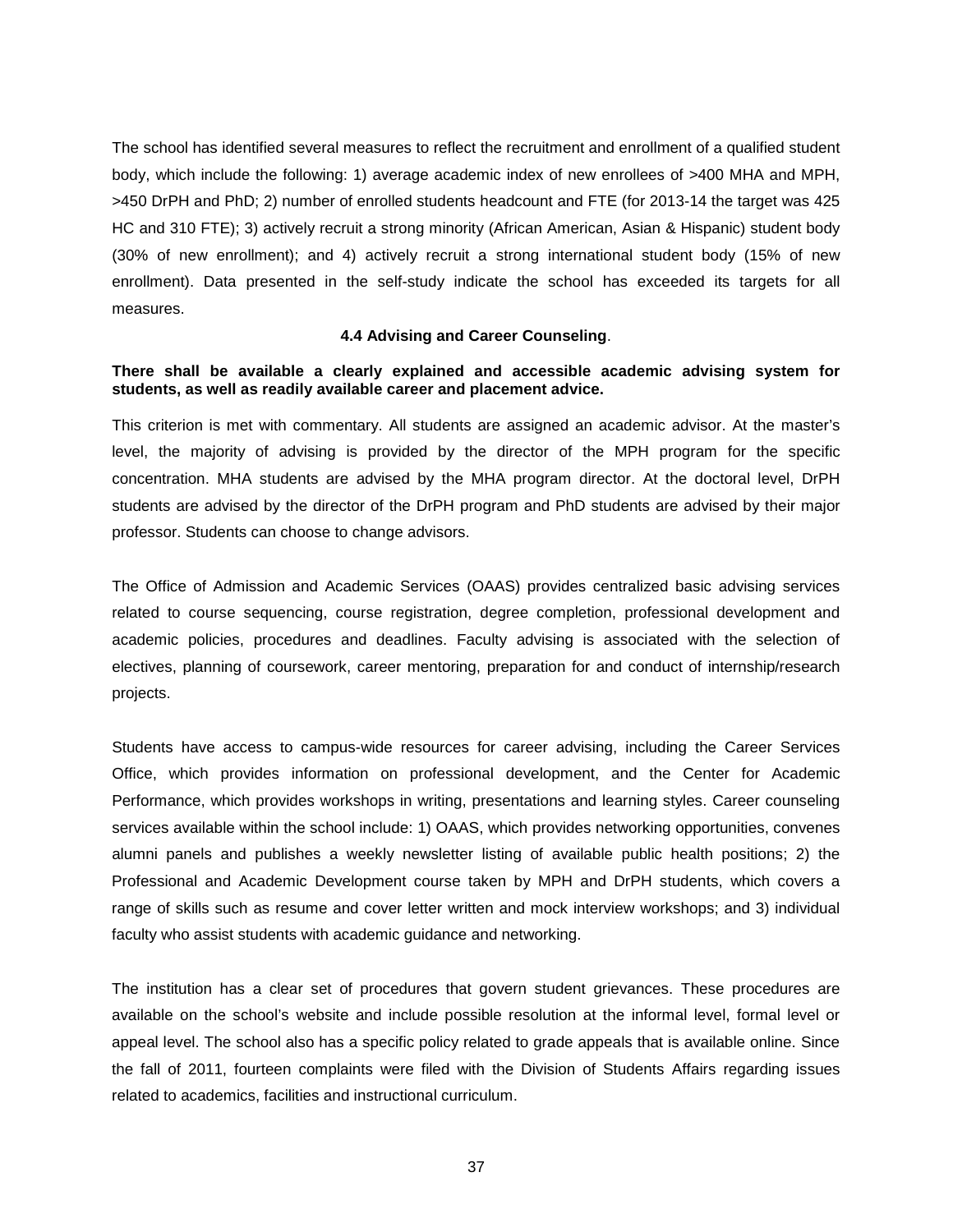The school has identified several measures to reflect the recruitment and enrollment of a qualified student body, which include the following: 1) average academic index of new enrollees of >400 MHA and MPH, >450 DrPH and PhD; 2) number of enrolled students headcount and FTE (for 2013-14 the target was 425 HC and 310 FTE); 3) actively recruit a strong minority (African American, Asian & Hispanic) student body (30% of new enrollment); and 4) actively recruit a strong international student body (15% of new enrollment). Data presented in the self-study indicate the school has exceeded its targets for all measures.

### 4.4 Advising and Career Counseling.

**There shall be available a clearly explained and accessible academic advising system for students, as well as readily available career and placement advice.**

This criterion is met with commentary. All students are assigned an academic advisor. At the master's level, the majority of advising is provided by the director of the MPH program for the specific concentration. MHA students are advised by the MHA program director. At the doctoral level, DrPH students are advised by the director of the DrPH program and PhD students are advised by their major professor. Students can choose to change advisors.

The Office of Admission and Academic Services (OAAS) provides centralized basic advising services related to course sequencing, course registration, degree completion, professional development and academic policies, procedures and deadlines. Faculty advising is associated with the selection of electives, planning of coursework, career mentoring, preparation for and conduct of internship/research projects.

Students have access to campus-wide resources for career advising, including the Career Services Office, which provides information on professional development, and the Center for Academic Performance, which provides workshops in writing, presentations and learning styles. Career counseling services available within the school include: 1) OAAS, which provides networking opportunities, convenes alumni panels and publishes a weekly newsletter listing of available public health positions; 2) the Professional and Academic Development course taken by MPH and DrPH students, which covers a range of skills such as resume and cover letter written and mock interview workshops; and 3) individual faculty who assist students with academic guidance and networking.

The institution has a clear set of procedures that govern student grievances. These procedures are available on the school's website and include possible resolution at the informal level, formal level or appeal level. The school also has a specific policy related to grade appeals that is available online. Since the fall of 2011, fourteen complaints were filed with the Division of Students Affairs regarding issues related to academics, facilities and instructional curriculum.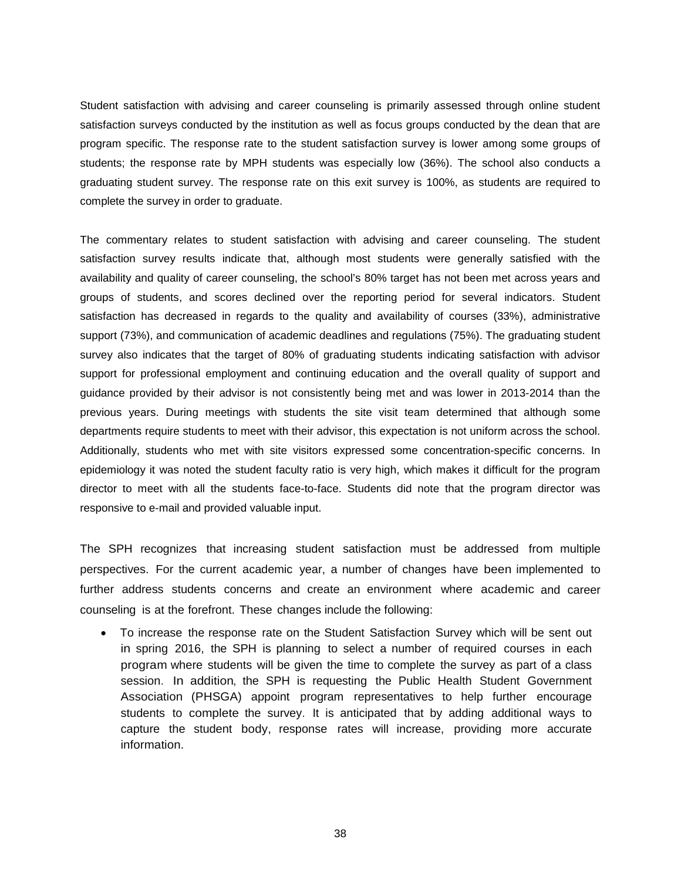Student satisfaction with advising and career counseling is primarily assessed through online student satisfaction surveys conducted by the institution as well as focus groups conducted by the dean that are program specific. The response rate to the student satisfaction survey is lower among some groups of students; the response rate by MPH students was especially low (36%). The school also conducts a graduating student survey. The response rate on this exit survey is 100%, as students are required to complete the survey in order to graduate.

The commentary relates to student satisfaction with advising and career counseling. The student satisfaction survey results indicate that, although most students were generally satisfied with the availability and quality of career counseling, the school's 80% target has not been met across years and groups of students, and scores declined over the reporting period for several indicators. Student satisfaction has decreased in regards to the quality and availability of courses (33%), administrative support (73%), and communication of academic deadlines and regulations (75%). The graduating student survey also indicates that the target of 80% of graduating students indicating satisfaction with advisor support for professional employment and continuing education and the overall quality of support and guidance provided by their advisor is not consistently being met and was lower in 2013-2014 than the previous years. During meetings with students the site visit team determined that although some departments require students to meet with their advisor, this expectation is not uniform across the school. Additionally, students who met with site visitors expressed some concentration-specific concerns. In epidemiology it was noted the student faculty ratio is very high, which makes it difficult for the program director to meet with all the students face-to-face. Students did note that the program director was responsive to e-mail and provided valuable input.

The SPH recognizes that increasing student satisfaction must be addressed from multiple perspectives. For the current academic year, a number of changes have been implemented to further address students concerns and create an environment where academic and career counseling is at the forefront. These changes include the following:

- To increase the response rate on the Student Satisfaction Survey which will be sent out in spring 2016, the SPH is planning to select a number of required courses in each program where students will be given the time to complete the survey as part of a class session. In addition, the SPH is requesting the Public Health Student Government Association (PHSGA) appoint program representatives to help further encourage students to complete the survey. It is anticipated that by adding additional ways to capture the student body, response rates will increase, providing more accurate information.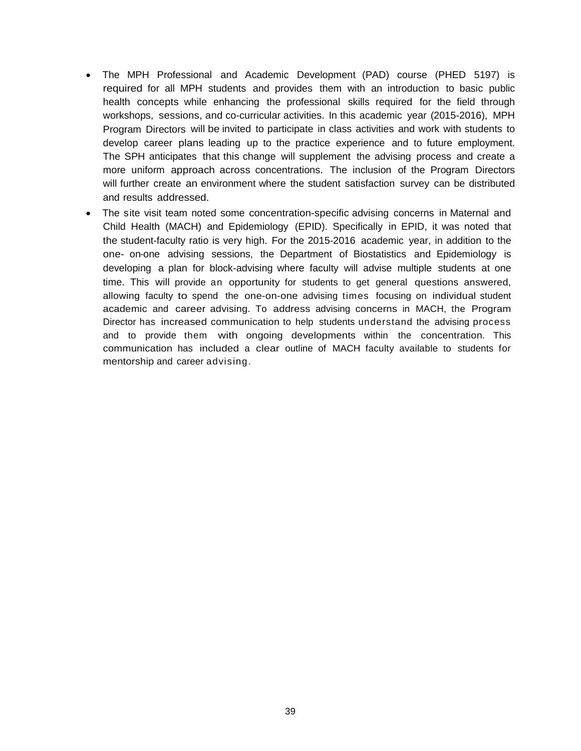- The MPH Professional and Academic Development (PAD) course (PHED 5197) is required for all MPH students and provides them with an introduction to basic public health concepts while enhancing the professional skills required for the field through workshops, sessions, and co-curricular activities. In this academic year (2015-2016), MPH Program Directors will be invited to participate in class activities and work with students to develop career plans leading up to the practice experience and to future employment. The SPH anticipates that this change will supplement the advising process and create a more uniform approach across concentrations. The inclusion of the Program Directors will further create an environment where the student satisfaction survey can be distributed and results addressed.
- The site visit team noted some concentration-specific advising concerns in Maternal and Child Health (MACH) and Epidemiology (EPID). Specifically in EPID, it was noted that the student-faculty ratio is very high. For the 2015-2016 academic year, in addition to the one- on-one advising sessions, the Department of Biostatistics and Epidemiology is developing a plan for block-advising where faculty will advise multiple students at one time. This will provide an opportunity for students to get general questions answered, allowing faculty to spend the one-on-one advising times focusing on individual student academic and career advising. To address advising concerns in MACH, the Program Director has increased communication to help students understand the advising process and to provide them with ongoing developments within the concentration. This communication has included a clear outline of MACH faculty available to students for mentorship and career advising.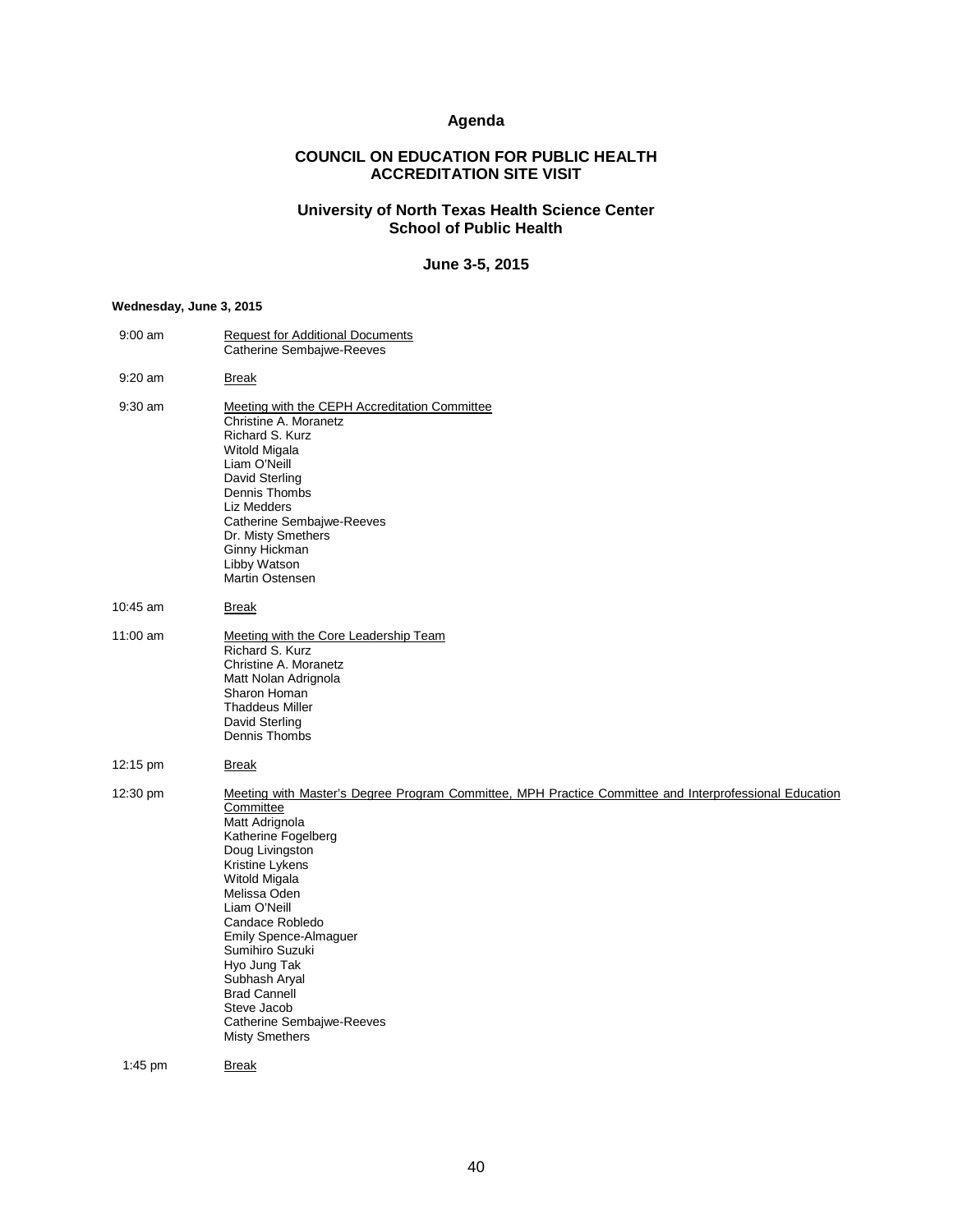# Agenda

## COUNCIL ON EDUCATION FOR PUBLIC HEALTH ACCREDITATION SITE VISIT

## University of North Texas Health Science Center School of Public Health

## June 3-5, 2015

**Wednesday, June 3, 2015**

| | |
|---|---|
| 9:00 am | Request for Additional Documents<br>Catherine Sembajwe-Reeves |
| 9:20 am | Break |
| 9:30 am | Meeting with the CEPH Accreditation Committee<br>Christine A. Moranetz<br>Richard S. Kurz<br>Witold Migala<br>Liam O'Neill<br>David Sterling<br>Dennis Thombs<br>Liz Medders<br>Catherine Sembajwe-Reeves<br>Dr. Misty Smethers<br>Ginny Hickman<br>Libby Watson<br>Martin Ostensen |
| 10:45 am | Break |
| 11:00 am | Meeting with the Core Leadership Team<br>Richard S. Kurz<br>Christine A. Moranetz<br>Matt Nolan Adrignola<br>Sharon Homan<br>Thaddeus Miller<br>David Sterling<br>Dennis Thombs |
| 12:15 pm | Break |
| 12:30 pm | Meeting with Master's Degree Program Committee, MPH Practice Committee and Interprofessional Education Committee<br>Matt Adrignola<br>Katherine Fogelberg<br>Doug Livingston<br>Kristine Lykens<br>Witold Migala<br>Melissa Oden<br>Liam O'Neill<br>Candace Robledo<br>Emily Spence-Almaguer<br>Sumihiro Suzuki<br>Hyo Jung Tak<br>Subhash Aryal<br>Brad Cannell<br>Steve Jacob<br>Catherine Sembajwe-Reeves<br>Misty Smethers |
| 1:45 pm | Break |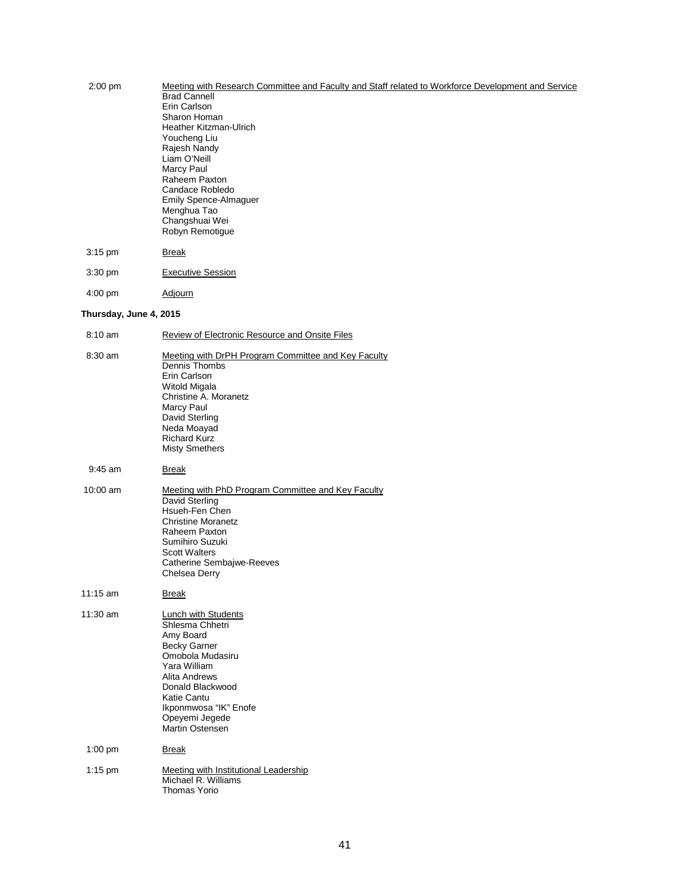2:00 pm Meeting with Research Committee and Faculty and Staff related to Workforce Development and Service

Brad Cannell
Erin Carlson
Sharon Homan
Heather Kitzman-Ulrich
Youcheng Liu
Rajesh Nandy
Liam O'Neill
Marcy Paul
Raheem Paxton
Candace Robledo
Emily Spence-Almaguer
Menghua Tao
Changshuai Wei
Robyn Remotigue

3:15 pm Break

3:30 pm Executive Session

4:00 pm Adjourn

**Thursday, June 4, 2015**

8:10 am Review of Electronic Resource and Onsite Files

8:30 am Meeting with DrPH Program Committee and Key Faculty

Dennis Thombs
Erin Carlson
Witold Migala
Christine A. Moranetz
Marcy Paul
David Sterling
Neda Moayad
Richard Kurz
Misty Smethers

9:45 am Break

10:00 am Meeting with PhD Program Committee and Key Faculty

David Sterling
Hsueh-Fen Chen
Christine Moranetz
Raheem Paxton
Sumihiro Suzuki
Scott Walters
Catherine Sembajwe-Reeves
Chelsea Derry

11:15 am Break

11:30 am Lunch with Students

Shlesma Chhetri
Amy Board
Becky Garner
Omobola Mudasiru
Yara William
Alita Andrews
Donald Blackwood
Katie Cantu
Ikponmwosa "IK" Enofe
Opeyemi Jegede
Martin Ostensen

1:00 pm Break

1:15 pm Meeting with Institutional Leadership

Michael R. Williams
Thomas Yorio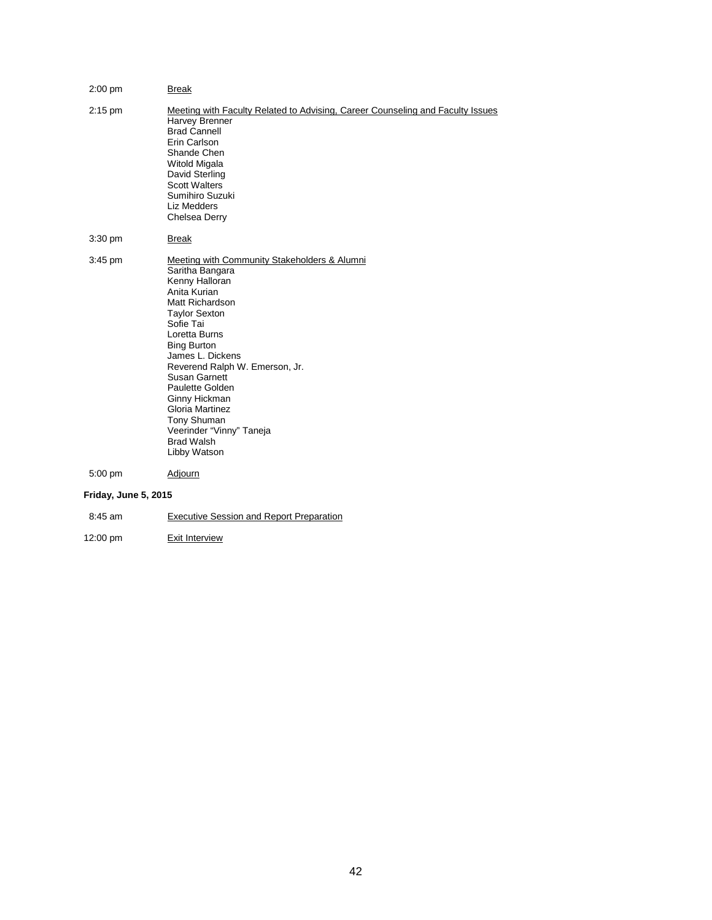2:00 pm Break

2:15 pm Meeting with Faculty Related to Advising, Career Counseling and Faculty Issues
Harvey Brenner
Brad Cannell
Erin Carlson
Shande Chen
Witold Migala
David Sterling
Scott Walters
Sumihiro Suzuki
Liz Medders
Chelsea Derry

3:30 pm Break

3:45 pm Meeting with Community Stakeholders & Alumni
Saritha Bangara
Kenny Halloran
Anita Kurian
Matt Richardson
Taylor Sexton
Sofie Tai
Loretta Burns
Bing Burton
James L. Dickens
Reverend Ralph W. Emerson, Jr.
Susan Garnett
Paulette Golden
Ginny Hickman
Gloria Martinez
Tony Shuman
Veerinder "Vinny" Taneja
Brad Walsh
Libby Watson

5:00 pm Adjourn

**Friday, June 5, 2015**

8:45 am Executive Session and Report Preparation

12:00 pm Exit Interview